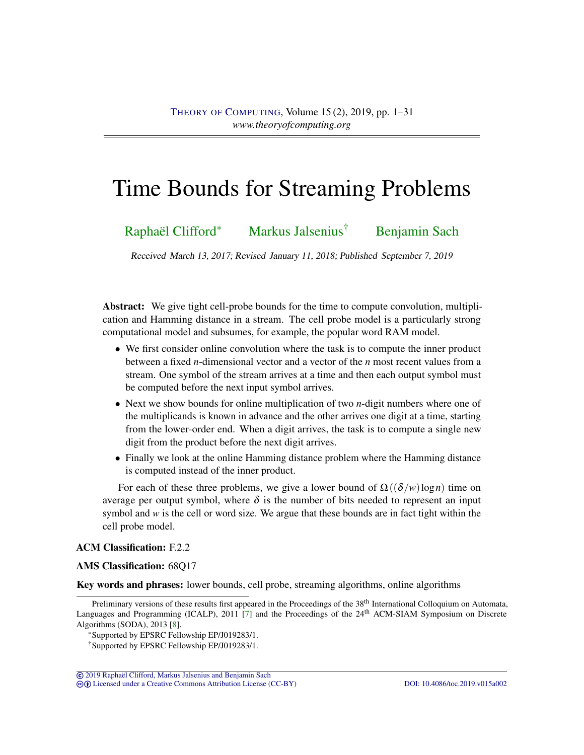# Time Bounds for Streaming Problems

Raphaël Clifford[*] Markus Jalsenius[†] Benjamin Sach

Received March 13, 2017; Revised January 11, 2018; Published September 7, 2019

**Abstract:** We give tight cell-probe bounds for the time to compute convolution, multiplication and Hamming distance in a stream. The cell probe model is a particularly strong computational model and subsumes, for example, the popular word RAM model.

- We first consider online convolution where the task is to compute the inner product between a fixed $n$-dimensional vector and a vector of the $n$ most recent values from a stream. One symbol of the stream arrives at a time and then each output symbol must be computed before the next input symbol arrives.
- Next we show bounds for online multiplication of two $n$-digit numbers where one of the multiplicands is known in advance and the other arrives one digit at a time, starting from the lower-order end. When a digit arrives, the task is to compute a single new digit from the product before the next digit arrives.
- Finally we look at the online Hamming distance problem where the Hamming distance is computed instead of the inner product.

For each of these three problems, we give a lower bound of $\Omega((\delta/w)\log n)$ time on average per output symbol, where $\delta$ is the number of bits needed to represent an input symbol and $w$ is the cell or word size. We argue that these bounds are in fact tight within the cell probe model.

**ACM Classification:** F.2.2

**AMS Classification:** 68Q17

**Key words and phrases:** lower bounds, cell probe, streaming algorithms, online algorithms

Preliminary versions of these results first appeared in the Proceedings of the 38th International Colloquium on Automata, Languages and Programming (ICALP), 2011 [7] and the Proceedings of the 24th ACM-SIAM Symposium on Discrete Algorithms (SODA), 2013 [8].

[*]Supported by EPSRC Fellowship EP/J019283/1.

[†]Supported by EPSRC Fellowship EP/J019283/1.

© 2019 Raphaël Clifford, Markus Jalsenius and Benjamin Sach
Licensed under a Creative Commons Attribution License (CC-BY) DOI: 10.4086/toc.2019.v015a002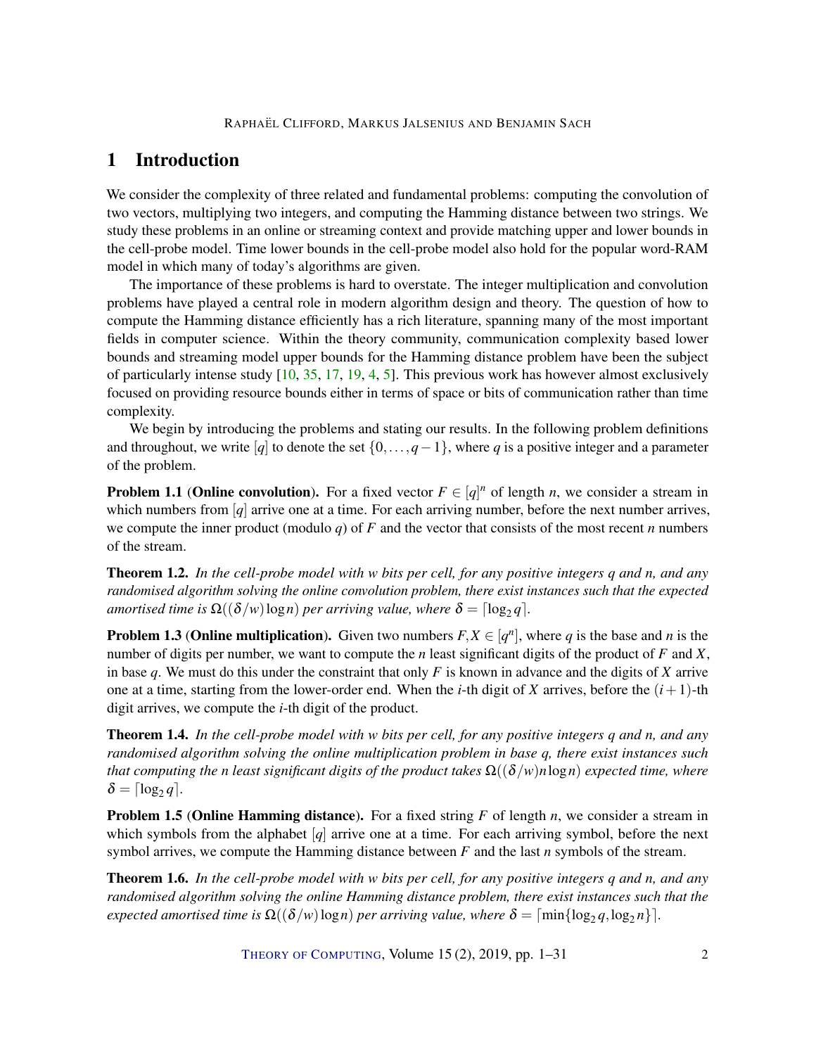# 1 Introduction

We consider the complexity of three related and fundamental problems: computing the convolution of two vectors, multiplying two integers, and computing the Hamming distance between two strings. We study these problems in an online or streaming context and provide matching upper and lower bounds in the cell-probe model. Time lower bounds in the cell-probe model also hold for the popular word-RAM model in which many of today's algorithms are given.

The importance of these problems is hard to overstate. The integer multiplication and convolution problems have played a central role in modern algorithm design and theory. The question of how to compute the Hamming distance efficiently has a rich literature, spanning many of the most important fields in computer science. Within the theory community, communication complexity based lower bounds and streaming model upper bounds for the Hamming distance problem have been the subject of particularly intense study [10, 35, 17, 19, 4, 5]. This previous work has however almost exclusively focused on providing resource bounds either in terms of space or bits of communication rather than time complexity.

We begin by introducing the problems and stating our results. In the following problem definitions and throughout, we write $[q]$ to denote the set $\{0,\dots,q-1\}$, where $q$ is a positive integer and a parameter of the problem.

**Problem 1.1** (**Online convolution**). For a fixed vector $F \in [q]^n$ of length $n$, we consider a stream in which numbers from $[q]$ arrive one at a time. For each arriving number, before the next number arrives, we compute the inner product (modulo $q$) of $F$ and the vector that consists of the most recent $n$ numbers of the stream.

**Theorem 1.2.** *In the cell-probe model with $w$ bits per cell, for any positive integers $q$ and $n$, and any randomised algorithm solving the online convolution problem, there exist instances such that the expected amortised time is $\Omega((\delta/w)\log n)$ per arriving value, where $\delta = \lceil \log_2 q \rceil$.*

**Problem 1.3** (**Online multiplication**). Given two numbers $F, X \in [q^n]$, where $q$ is the base and $n$ is the number of digits per number, we want to compute the $n$ least significant digits of the product of $F$ and $X$, in base $q$. We must do this under the constraint that only $F$ is known in advance and the digits of $X$ arrive one at a time, starting from the lower-order end. When the $i$-th digit of $X$ arrives, before the $(i+1)$-th digit arrives, we compute the $i$-th digit of the product.

**Theorem 1.4.** *In the cell-probe model with $w$ bits per cell, for any positive integers $q$ and $n$, and any randomised algorithm solving the online multiplication problem in base $q$, there exist instances such that computing the $n$ least significant digits of the product takes $\Omega((\delta/w)n\log n)$ expected time, where $\delta = \lceil \log_2 q \rceil$.*

**Problem 1.5** (**Online Hamming distance**). For a fixed string $F$ of length $n$, we consider a stream in which symbols from the alphabet $[q]$ arrive one at a time. For each arriving symbol, before the next symbol arrives, we compute the Hamming distance between $F$ and the last $n$ symbols of the stream.

**Theorem 1.6.** *In the cell-probe model with $w$ bits per cell, for any positive integers $q$ and $n$, and any randomised algorithm solving the online Hamming distance problem, there exist instances such that the expected amortised time is $\Omega((\delta/w)\log n)$ per arriving value, where $\delta = \lceil \min\{\log_2 q, \log_2 n\} \rceil$.*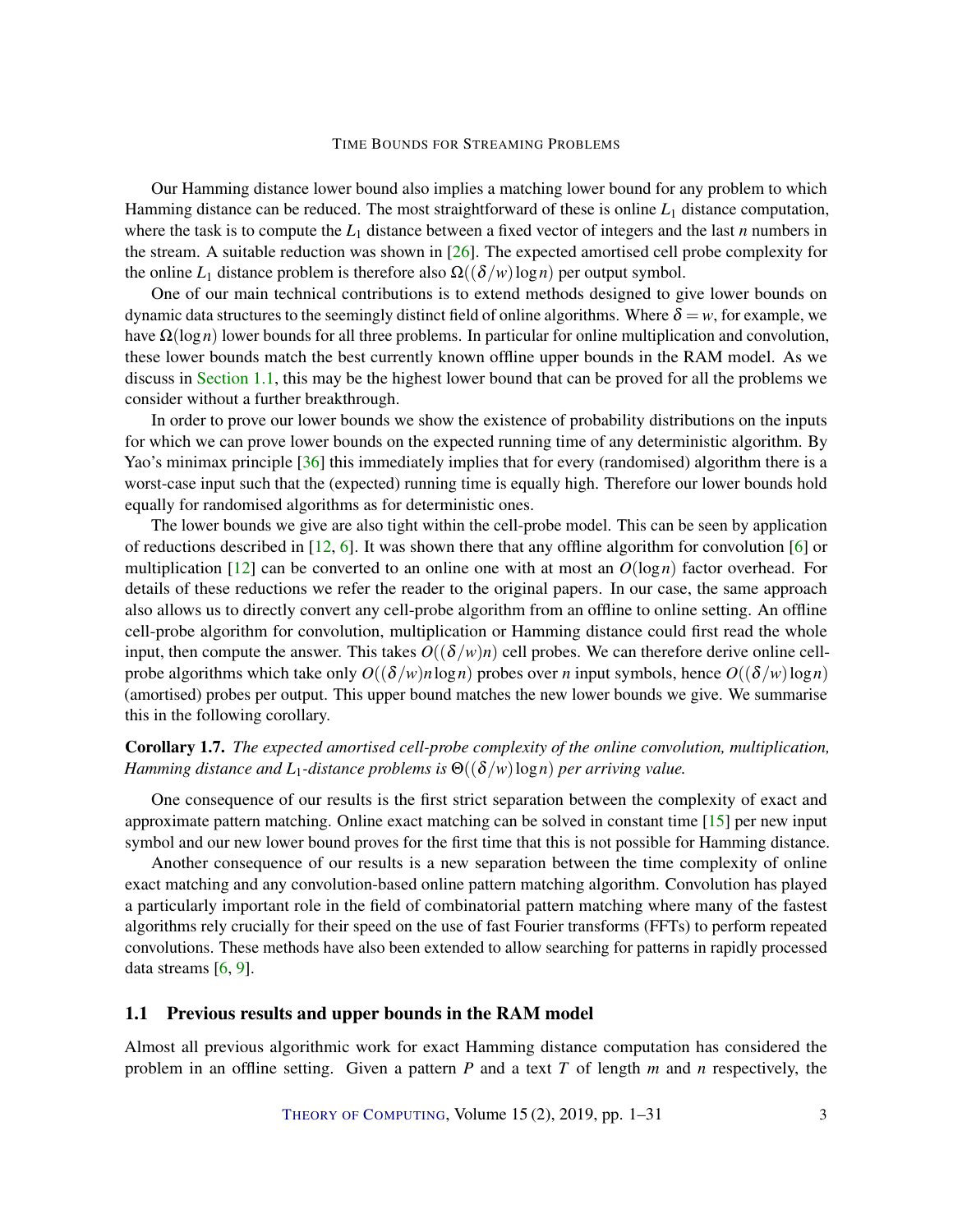Our Hamming distance lower bound also implies a matching lower bound for any problem to which Hamming distance can be reduced. The most straightforward of these is online $L_1$ distance computation, where the task is to compute the $L_1$ distance between a fixed vector of integers and the last $n$ numbers in the stream. A suitable reduction was shown in [26]. The expected amortised cell probe complexity for the online $L_1$ distance problem is therefore also $\Omega((\delta/w)\log n)$ per output symbol.

One of our main technical contributions is to extend methods designed to give lower bounds on dynamic data structures to the seemingly distinct field of online algorithms. Where $\delta = w$, for example, we have $\Omega(\log n)$ lower bounds for all three problems. In particular for online multiplication and convolution, these lower bounds match the best currently known offline upper bounds in the RAM model. As we discuss in Section 1.1, this may be the highest lower bound that can be proved for all the problems we consider without a further breakthrough.

In order to prove our lower bounds we show the existence of probability distributions on the inputs for which we can prove lower bounds on the expected running time of any deterministic algorithm. By Yao's minimax principle [36] this immediately implies that for every (randomised) algorithm there is a worst-case input such that the (expected) running time is equally high. Therefore our lower bounds hold equally for randomised algorithms as for deterministic ones.

The lower bounds we give are also tight within the cell-probe model. This can be seen by application of reductions described in [12, 6]. It was shown there that any offline algorithm for convolution [6] or multiplication [12] can be converted to an online one with at most an $O(\log n)$ factor overhead. For details of these reductions we refer the reader to the original papers. In our case, the same approach also allows us to directly convert any cell-probe algorithm from an offline to online setting. An offline cell-probe algorithm for convolution, multiplication or Hamming distance could first read the whole input, then compute the answer. This takes $O((\delta/w)n)$ cell probes. We can therefore derive online cell-probe algorithms which take only $O((\delta/w)n\log n)$ probes over $n$ input symbols, hence $O((\delta/w)\log n)$ (amortised) probes per output. This upper bound matches the new lower bounds we give. We summarise this in the following corollary.

**Corollary 1.7.** *The expected amortised cell-probe complexity of the online convolution, multiplication, Hamming distance and $L_1$-distance problems is $\Theta((\delta/w)\log n)$ per arriving value.*

One consequence of our results is the first strict separation between the complexity of exact and approximate pattern matching. Online exact matching can be solved in constant time [15] per new input symbol and our new lower bound proves for the first time that this is not possible for Hamming distance.

Another consequence of our results is a new separation between the time complexity of online exact matching and any convolution-based online pattern matching algorithm. Convolution has played a particularly important role in the field of combinatorial pattern matching where many of the fastest algorithms rely crucially for their speed on the use of fast Fourier transforms (FFTs) to perform repeated convolutions. These methods have also been extended to allow searching for patterns in rapidly processed data streams [6, 9].

## 1.1 Previous results and upper bounds in the RAM model

Almost all previous algorithmic work for exact Hamming distance computation has considered the problem in an offline setting. Given a pattern $P$ and a text $T$ of length $m$ and $n$ respectively, the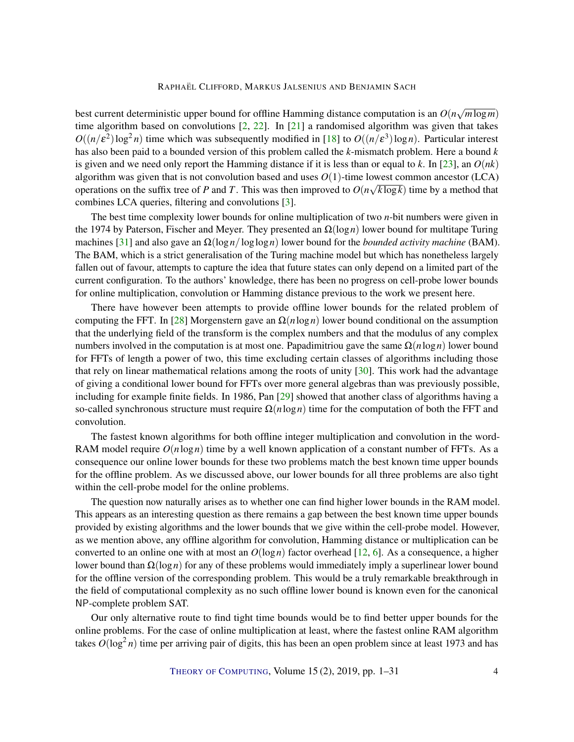best current deterministic upper bound for offline Hamming distance computation is an $O(n\sqrt{m \log m})$ time algorithm based on convolutions [2, 22]. In [21] a randomised algorithm was given that takes $O((n/\varepsilon^2)\log^2 n)$ time which was subsequently modified in [18] to $O((n/\varepsilon^3)\log n)$. Particular interest has also been paid to a bounded version of this problem called the $k$-mismatch problem. Here a bound $k$ is given and we need only report the Hamming distance if it is less than or equal to $k$. In [23], an $O(nk)$ algorithm was given that is not convolution based and uses $O(1)$-time lowest common ancestor (LCA) operations on the suffix tree of $P$ and $T$. This was then improved to $O(n\sqrt{k \log k})$ time by a method that combines LCA queries, filtering and convolutions [3].

The best time complexity lower bounds for online multiplication of two $n$-bit numbers were given in the 1974 by Paterson, Fischer and Meyer. They presented an $\Omega(\log n)$ lower bound for multitape Turing machines [31] and also gave an $\Omega(\log n/\log\log n)$ lower bound for the *bounded activity machine* (BAM). The BAM, which is a strict generalisation of the Turing machine model but which has nonetheless largely fallen out of favour, attempts to capture the idea that future states can only depend on a limited part of the current configuration. To the authors' knowledge, there has been no progress on cell-probe lower bounds for online multiplication, convolution or Hamming distance previous to the work we present here.

There have however been attempts to provide offline lower bounds for the related problem of computing the FFT. In [28] Morgenstern gave an $\Omega(n \log n)$ lower bound conditional on the assumption that the underlying field of the transform is the complex numbers and that the modulus of any complex numbers involved in the computation is at most one. Papadimitriou gave the same $\Omega(n \log n)$ lower bound for FFTs of length a power of two, this time excluding certain classes of algorithms including those that rely on linear mathematical relations among the roots of unity [30]. This work had the advantage of giving a conditional lower bound for FFTs over more general algebras than was previously possible, including for example finite fields. In 1986, Pan [29] showed that another class of algorithms having a so-called synchronous structure must require $\Omega(n \log n)$ time for the computation of both the FFT and convolution.

The fastest known algorithms for both offline integer multiplication and convolution in the word-RAM model require $O(n \log n)$ time by a well known application of a constant number of FFTs. As a consequence our online lower bounds for these two problems match the best known time upper bounds for the offline problem. As we discussed above, our lower bounds for all three problems are also tight within the cell-probe model for the online problems.

The question now naturally arises as to whether one can find higher lower bounds in the RAM model. This appears as an interesting question as there remains a gap between the best known time upper bounds provided by existing algorithms and the lower bounds that we give within the cell-probe model. However, as we mention above, any offline algorithm for convolution, Hamming distance or multiplication can be converted to an online one with at most an $O(\log n)$ factor overhead [12, 6]. As a consequence, a higher lower bound than $\Omega(\log n)$ for any of these problems would immediately imply a superlinear lower bound for the offline version of the corresponding problem. This would be a truly remarkable breakthrough in the field of computational complexity as no such offline lower bound is known even for the canonical NP-complete problem SAT.

Our only alternative route to find tight time bounds would be to find better upper bounds for the online problems. For the case of online multiplication at least, where the fastest online RAM algorithm takes $O(\log^2 n)$ time per arriving pair of digits, this has been an open problem since at least 1973 and has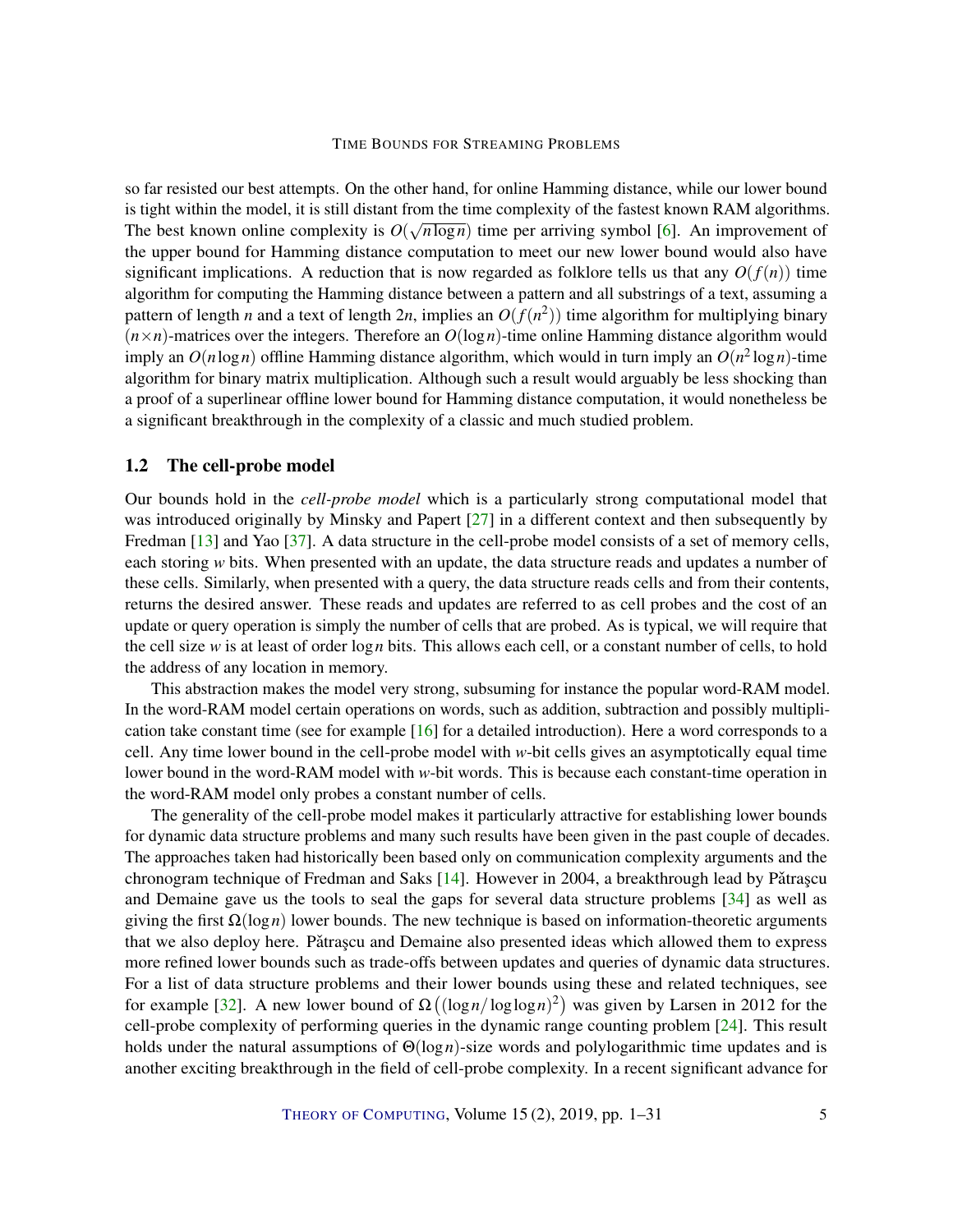so far resisted our best attempts. On the other hand, for online Hamming distance, while our lower bound is tight within the model, it is still distant from the time complexity of the fastest known RAM algorithms. The best known online complexity is $O(\sqrt{n \log n})$ time per arriving symbol [6]. An improvement of the upper bound for Hamming distance computation to meet our new lower bound would also have significant implications. A reduction that is now regarded as folklore tells us that any $O(f(n))$ time algorithm for computing the Hamming distance between a pattern and all substrings of a text, assuming a pattern of length $n$ and a text of length $2n$, implies an $O(f(n^2))$ time algorithm for multiplying binary $(n \times n)$-matrices over the integers. Therefore an $O(\log n)$-time online Hamming distance algorithm would imply an $O(n \log n)$ offline Hamming distance algorithm, which would in turn imply an $O(n^2 \log n)$-time algorithm for binary matrix multiplication. Although such a result would arguably be less shocking than a proof of a superlinear offline lower bound for Hamming distance computation, it would nonetheless be a significant breakthrough in the complexity of a classic and much studied problem.

## 1.2 The cell-probe model

Our bounds hold in the *cell-probe model* which is a particularly strong computational model that was introduced originally by Minsky and Papert [27] in a different context and then subsequently by Fredman [13] and Yao [37]. A data structure in the cell-probe model consists of a set of memory cells, each storing $w$ bits. When presented with an update, the data structure reads and updates a number of these cells. Similarly, when presented with a query, the data structure reads cells and from their contents, returns the desired answer. These reads and updates are referred to as cell probes and the cost of an update or query operation is simply the number of cells that are probed. As is typical, we will require that the cell size $w$ is at least of order $\log n$ bits. This allows each cell, or a constant number of cells, to hold the address of any location in memory.

This abstraction makes the model very strong, subsuming for instance the popular word-RAM model. In the word-RAM model certain operations on words, such as addition, subtraction and possibly multiplication take constant time (see for example [16] for a detailed introduction). Here a word corresponds to a cell. Any time lower bound in the cell-probe model with $w$-bit cells gives an asymptotically equal time lower bound in the word-RAM model with $w$-bit words. This is because each constant-time operation in the word-RAM model only probes a constant number of cells.

The generality of the cell-probe model makes it particularly attractive for establishing lower bounds for dynamic data structure problems and many such results have been given in the past couple of decades. The approaches taken had historically been based only on communication complexity arguments and the chronogram technique of Fredman and Saks [14]. However in 2004, a breakthrough lead by Pătraşcu and Demaine gave us the tools to seal the gaps for several data structure problems [34] as well as giving the first $\Omega(\log n)$ lower bounds. The new technique is based on information-theoretic arguments that we also deploy here. Pătraşcu and Demaine also presented ideas which allowed them to express more refined lower bounds such as trade-offs between updates and queries of dynamic data structures. For a list of data structure problems and their lower bounds using these and related techniques, see for example [32]. A new lower bound of $\Omega\left((\log n/\log\log n)^2\right)$ was given by Larsen in 2012 for the cell-probe complexity of performing queries in the dynamic range counting problem [24]. This result holds under the natural assumptions of $\Theta(\log n)$-size words and polylogarithmic time updates and is another exciting breakthrough in the field of cell-probe complexity. In a recent significant advance for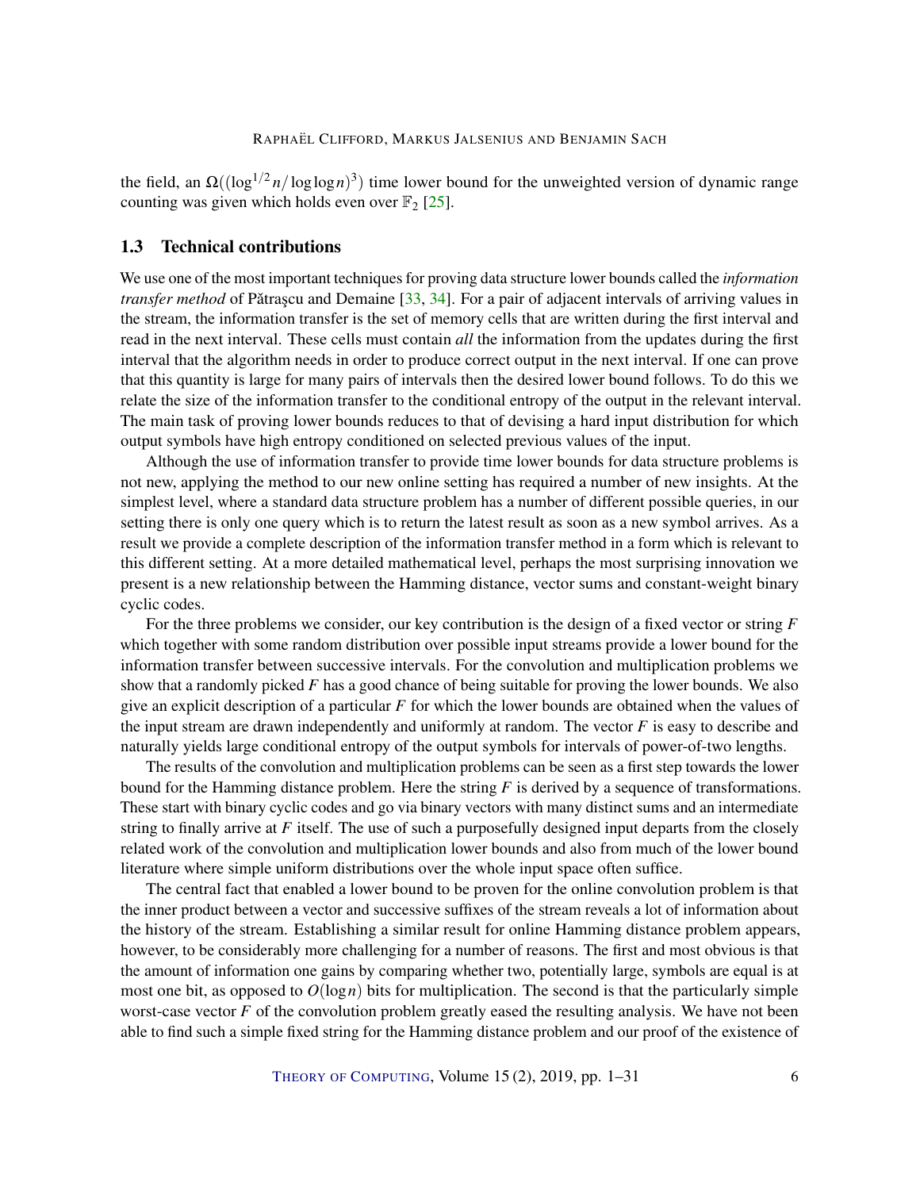the field, an $\Omega((\log^{1/2} n/\log\log n)^3)$ time lower bound for the unweighted version of dynamic range counting was given which holds even over $\mathbb{F}_2$ [25].

### 1.3 Technical contributions

We use one of the most important techniques for proving data structure lower bounds called the *information transfer method* of Pătraşcu and Demaine [33, 34]. For a pair of adjacent intervals of arriving values in the stream, the information transfer is the set of memory cells that are written during the first interval and read in the next interval. These cells must contain *all* the information from the updates during the first interval that the algorithm needs in order to produce correct output in the next interval. If one can prove that this quantity is large for many pairs of intervals then the desired lower bound follows. To do this we relate the size of the information transfer to the conditional entropy of the output in the relevant interval. The main task of proving lower bounds reduces to that of devising a hard input distribution for which output symbols have high entropy conditioned on selected previous values of the input.

Although the use of information transfer to provide time lower bounds for data structure problems is not new, applying the method to our new online setting has required a number of new insights. At the simplest level, where a standard data structure problem has a number of different possible queries, in our setting there is only one query which is to return the latest result as soon as a new symbol arrives. As a result we provide a complete description of the information transfer method in a form which is relevant to this different setting. At a more detailed mathematical level, perhaps the most surprising innovation we present is a new relationship between the Hamming distance, vector sums and constant-weight binary cyclic codes.

For the three problems we consider, our key contribution is the design of a fixed vector or string $F$ which together with some random distribution over possible input streams provide a lower bound for the information transfer between successive intervals. For the convolution and multiplication problems we show that a randomly picked $F$ has a good chance of being suitable for proving the lower bounds. We also give an explicit description of a particular $F$ for which the lower bounds are obtained when the values of the input stream are drawn independently and uniformly at random. The vector $F$ is easy to describe and naturally yields large conditional entropy of the output symbols for intervals of power-of-two lengths.

The results of the convolution and multiplication problems can be seen as a first step towards the lower bound for the Hamming distance problem. Here the string $F$ is derived by a sequence of transformations. These start with binary cyclic codes and go via binary vectors with many distinct sums and an intermediate string to finally arrive at $F$ itself. The use of such a purposefully designed input departs from the closely related work of the convolution and multiplication lower bounds and also from much of the lower bound literature where simple uniform distributions over the whole input space often suffice.

The central fact that enabled a lower bound to be proven for the online convolution problem is that the inner product between a vector and successive suffixes of the stream reveals a lot of information about the history of the stream. Establishing a similar result for online Hamming distance problem appears, however, to be considerably more challenging for a number of reasons. The first and most obvious is that the amount of information one gains by comparing whether two, potentially large, symbols are equal is at most one bit, as opposed to $O(\log n)$ bits for multiplication. The second is that the particularly simple worst-case vector $F$ of the convolution problem greatly eased the resulting analysis. We have not been able to find such a simple fixed string for the Hamming distance problem and our proof of the existence of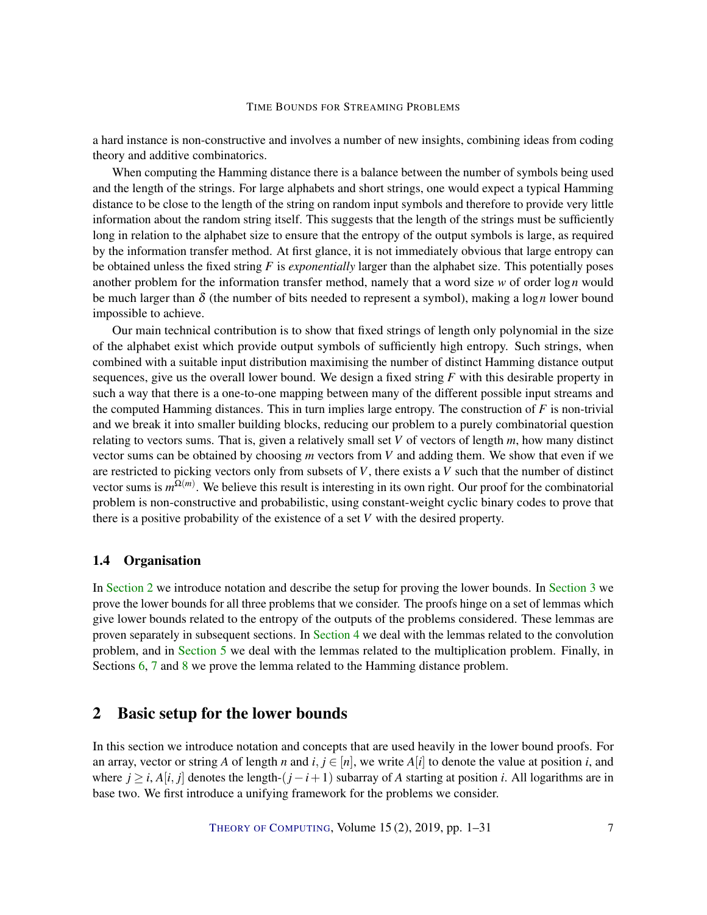a hard instance is non-constructive and involves a number of new insights, combining ideas from coding theory and additive combinatorics.

When computing the Hamming distance there is a balance between the number of symbols being used and the length of the strings. For large alphabets and short strings, one would expect a typical Hamming distance to be close to the length of the string on random input symbols and therefore to provide very little information about the random string itself. This suggests that the length of the strings must be sufficiently long in relation to the alphabet size to ensure that the entropy of the output symbols is large, as required by the information transfer method. At first glance, it is not immediately obvious that large entropy can be obtained unless the fixed string $F$ is *exponentially* larger than the alphabet size. This potentially poses another problem for the information transfer method, namely that a word size $w$ of order $\log n$ would be much larger than $\delta$ (the number of bits needed to represent a symbol), making a $\log n$ lower bound impossible to achieve.

Our main technical contribution is to show that fixed strings of length only polynomial in the size of the alphabet exist which provide output symbols of sufficiently high entropy. Such strings, when combined with a suitable input distribution maximising the number of distinct Hamming distance output sequences, give us the overall lower bound. We design a fixed string $F$ with this desirable property in such a way that there is a one-to-one mapping between many of the different possible input streams and the computed Hamming distances. This in turn implies large entropy. The construction of $F$ is non-trivial and we break it into smaller building blocks, reducing our problem to a purely combinatorial question relating to vectors sums. That is, given a relatively small set $V$ of vectors of length $m$, how many distinct vector sums can be obtained by choosing $m$ vectors from $V$ and adding them. We show that even if we are restricted to picking vectors only from subsets of $V$, there exists a $V$ such that the number of distinct vector sums is $m^{\Omega(m)}$. We believe this result is interesting in its own right. Our proof for the combinatorial problem is non-constructive and probabilistic, using constant-weight cyclic binary codes to prove that there is a positive probability of the existence of a set $V$ with the desired property.

### 1.4 Organisation

In Section 2 we introduce notation and describe the setup for proving the lower bounds. In Section 3 we prove the lower bounds for all three problems that we consider. The proofs hinge on a set of lemmas which give lower bounds related to the entropy of the outputs of the problems considered. These lemmas are proven separately in subsequent sections. In Section 4 we deal with the lemmas related to the convolution problem, and in Section 5 we deal with the lemmas related to the multiplication problem. Finally, in Sections 6, 7 and 8 we prove the lemma related to the Hamming distance problem.

## 2 Basic setup for the lower bounds

In this section we introduce notation and concepts that are used heavily in the lower bound proofs. For an array, vector or string $A$ of length $n$ and $i, j \in [n]$, we write $A[i]$ to denote the value at position $i$, and where $j \geq i$, $A[i, j]$ denotes the length-$(j-i+1)$ subarray of $A$ starting at position $i$. All logarithms are in base two. We first introduce a unifying framework for the problems we consider.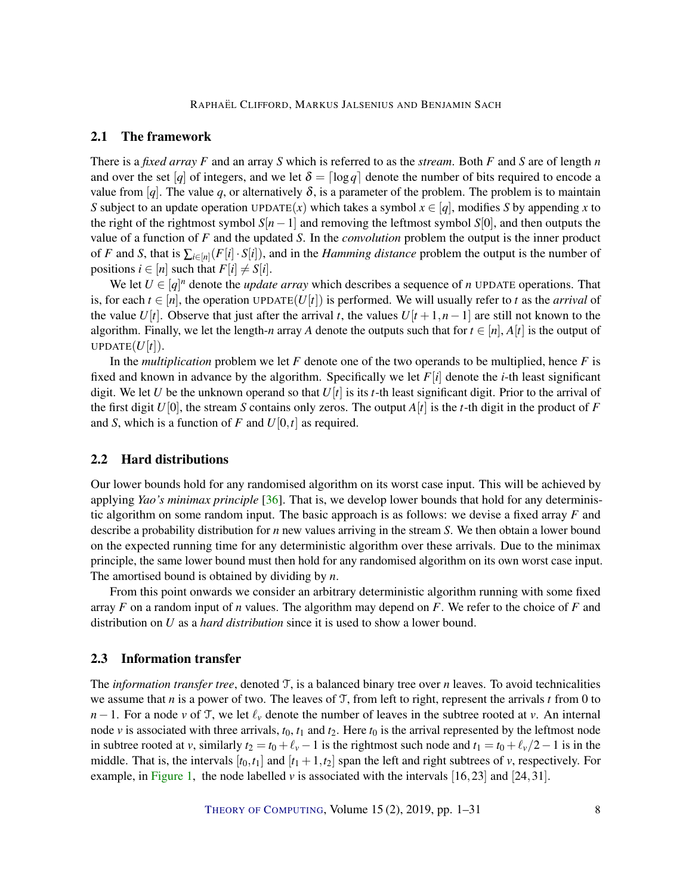### 2.1 The framework

There is a *fixed array* $F$ and an array $S$ which is referred to as the *stream*. Both $F$ and $S$ are of length $n$ and over the set $[q]$ of integers, and we let $\delta = \lceil \log q \rceil$ denote the number of bits required to encode a value from $[q]$. The value $q$, or alternatively $\delta$, is a parameter of the problem. The problem is to maintain $S$ subject to an update operation $\text{UPDATE}(x)$ which takes a symbol $x \in [q]$, modifies $S$ by appending $x$ to the right of the rightmost symbol $S[n-1]$ and removing the leftmost symbol $S[0]$, and then outputs the value of a function of $F$ and the updated $S$. In the *convolution* problem the output is the inner product of $F$ and $S$, that is $\sum_{i\in[n]}(F[i] \cdot S[i])$, and in the *Hamming distance* problem the output is the number of positions $i \in [n]$ such that $F[i] \neq S[i]$.

We let $U \in [q]^n$ denote the *update array* which describes a sequence of $n$ UPDATE operations. That is, for each $t \in [n]$, the operation $\text{UPDATE}(U[t])$ is performed. We will usually refer to $t$ as the *arrival* of the value $U[t]$. Observe that just after the arrival $t$, the values $U[t+1, n-1]$ are still not known to the algorithm. Finally, we let the length-$n$ array $A$ denote the outputs such that for $t \in [n]$, $A[t]$ is the output of $\text{UPDATE}(U[t])$.

In the *multiplication* problem we let $F$ denote one of the two operands to be multiplied, hence $F$ is fixed and known in advance by the algorithm. Specifically we let $F[i]$ denote the $i$-th least significant digit. We let $U$ be the unknown operand so that $U[t]$ is its $t$-th least significant digit. Prior to the arrival of the first digit $U[0]$, the stream $S$ contains only zeros. The output $A[t]$ is the $t$-th digit in the product of $F$ and $S$, which is a function of $F$ and $U[0,t]$ as required.

### 2.2 Hard distributions

Our lower bounds hold for any randomised algorithm on its worst case input. This will be achieved by applying *Yao's minimax principle* [36]. That is, we develop lower bounds that hold for any deterministic algorithm on some random input. The basic approach is as follows: we devise a fixed array $F$ and describe a probability distribution for $n$ new values arriving in the stream $S$. We then obtain a lower bound on the expected running time for any deterministic algorithm over these arrivals. Due to the minimax principle, the same lower bound must then hold for any randomised algorithm on its own worst case input. The amortised bound is obtained by dividing by $n$.

From this point onwards we consider an arbitrary deterministic algorithm running with some fixed array $F$ on a random input of $n$ values. The algorithm may depend on $F$. We refer to the choice of $F$ and distribution on $U$ as a *hard distribution* since it is used to show a lower bound.

### 2.3 Information transfer

The *information transfer tree*, denoted $\mathcal{T}$, is a balanced binary tree over $n$ leaves. To avoid technicalities we assume that $n$ is a power of two. The leaves of $\mathcal{T}$, from left to right, represent the arrivals $t$ from 0 to $n-1$. For a node $v$ of $\mathcal{T}$, we let $\ell_v$ denote the number of leaves in the subtree rooted at $v$. An internal node $v$ is associated with three arrivals, $t_0$, $t_1$ and $t_2$. Here $t_0$ is the arrival represented by the leftmost node in subtree rooted at $v$, similarly $t_2 = t_0 + \ell_v - 1$ is the rightmost such node and $t_1 = t_0 + \ell_v/2 - 1$ is in the middle. That is, the intervals $[t_0, t_1]$ and $[t_1 + 1, t_2]$ span the left and right subtrees of $v$, respectively. For example, in Figure 1, the node labelled $v$ is associated with the intervals $[16, 23]$ and $[24, 31]$.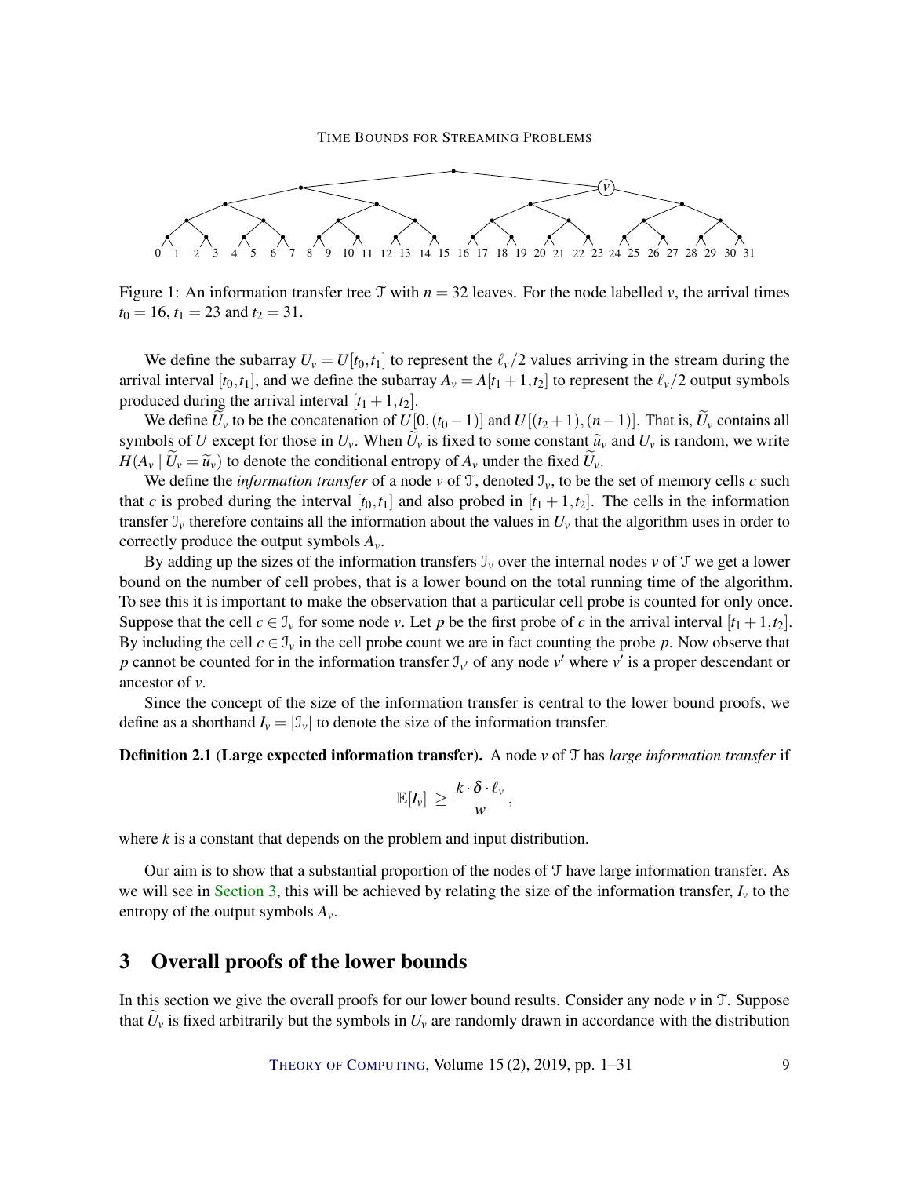Figure 1: An information transfer tree $\mathcal{T}$ with $n = 32$ leaves. For the node labelled $v$, the arrival times $t_0 = 16$, $t_1 = 23$ and $t_2 = 31$.

We define the subarray $U_v = U[t_0, t_1]$ to represent the $\ell_v/2$ values arriving in the stream during the arrival interval $[t_0, t_1]$, and we define the subarray $A_v = A[t_1 + 1, t_2]$ to represent the $\ell_v/2$ output symbols produced during the arrival interval $[t_1 + 1, t_2]$.

We define $\widetilde{U}_v$ to be the concatenation of $U[0, (t_0 - 1)]$ and $U[(t_2 + 1), (n - 1)]$. That is, $\widetilde{U}_v$ contains all symbols of $U$ except for those in $U_v$. When $\widetilde{U}_v$ is fixed to some constant $\widetilde{u}_v$ and $U_v$ is random, we write $H(A_v \mid \widetilde{U}_v = \widetilde{u}_v)$ to denote the conditional entropy of $A_v$ under the fixed $\widetilde{U}_v$.

We define the *information transfer* of a node $v$ of $\mathcal{T}$, denoted $\mathcal{I}_v$, to be the set of memory cells $c$ such that $c$ is probed during the interval $[t_0, t_1]$ and also probed in $[t_1 + 1, t_2]$. The cells in the information transfer $\mathcal{I}_v$ therefore contains all the information about the values in $U_v$ that the algorithm uses in order to correctly produce the output symbols $A_v$.

By adding up the sizes of the information transfers $\mathcal{I}_v$ over the internal nodes $v$ of $\mathcal{T}$ we get a lower bound on the number of cell probes, that is a lower bound on the total running time of the algorithm. To see this it is important to make the observation that a particular cell probe is counted for only once. Suppose that the cell $c \in \mathcal{I}_v$ for some node $v$. Let $p$ be the first probe of $c$ in the arrival interval $[t_1 + 1, t_2]$. By including the cell $c \in \mathcal{I}_v$ in the cell probe count we are in fact counting the probe $p$. Now observe that $p$ cannot be counted for in the information transfer $\mathcal{I}_{v'}$ of any node $v'$ where $v'$ is a proper descendant or ancestor of $v$.

Since the concept of the size of the information transfer is central to the lower bound proofs, we define as a shorthand $I_v = |\mathcal{I}_v|$ to denote the size of the information transfer.

**Definition 2.1** (**Large expected information transfer**)**.** A node $v$ of $\mathcal{T}$ has *large information transfer* if

$$\mathbb{E}[I_v] \geq \frac{k \cdot \delta \cdot \ell_v}{w},$$

where $k$ is a constant that depends on the problem and input distribution.

Our aim is to show that a substantial proportion of the nodes of $\mathcal{T}$ have large information transfer. As we will see in Section 3, this will be achieved by relating the size of the information transfer, $I_v$ to the entropy of the output symbols $A_v$.

## 3 Overall proofs of the lower bounds

In this section we give the overall proofs for our lower bound results. Consider any node $v$ in $\mathcal{T}$. Suppose that $\widetilde{U}_v$ is fixed arbitrarily but the symbols in $U_v$ are randomly drawn in accordance with the distribution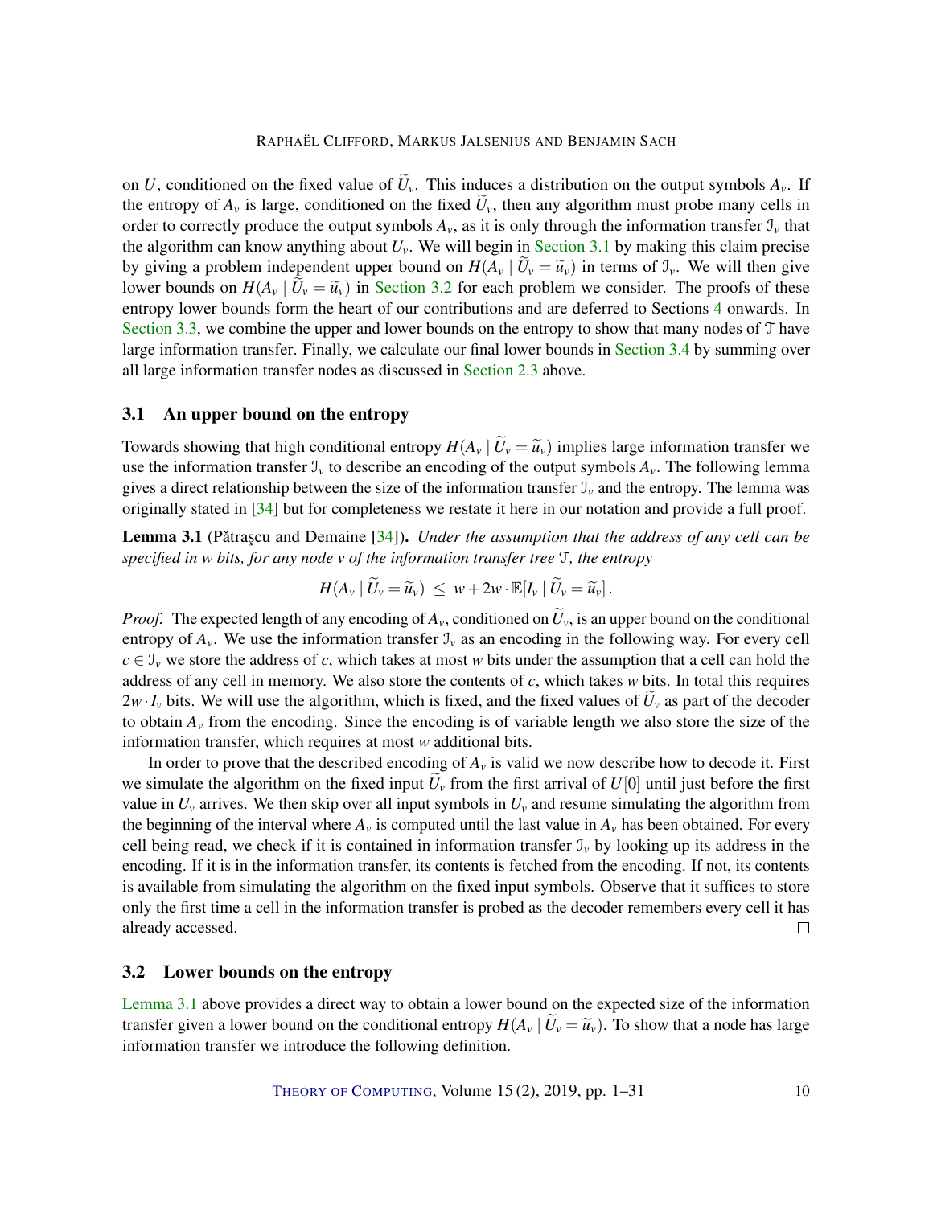on $U$, conditioned on the fixed value of $\widetilde{U}_v$. This induces a distribution on the output symbols $A_v$. If the entropy of $A_v$ is large, conditioned on the fixed $\widetilde{U}_v$, then any algorithm must probe many cells in order to correctly produce the output symbols $A_v$, as it is only through the information transfer $\mathcal{I}_v$ that the algorithm can know anything about $U_v$. We will begin in Section 3.1 by making this claim precise by giving a problem independent upper bound on $H(A_v \mid \widetilde{U}_v = \widetilde{u}_v)$ in terms of $\mathcal{I}_v$. We will then give lower bounds on $H(A_v \mid \widetilde{U}_v = \widetilde{u}_v)$ in Section 3.2 for each problem we consider. The proofs of these entropy lower bounds form the heart of our contributions and are deferred to Sections 4 onwards. In Section 3.3, we combine the upper and lower bounds on the entropy to show that many nodes of $\mathcal{T}$ have large information transfer. Finally, we calculate our final lower bounds in Section 3.4 by summing over all large information transfer nodes as discussed in Section 2.3 above.

### 3.1 An upper bound on the entropy

Towards showing that high conditional entropy $H(A_v \mid \widetilde{U}_v = \widetilde{u}_v)$ implies large information transfer we use the information transfer $\mathcal{I}_v$ to describe an encoding of the output symbols $A_v$. The following lemma gives a direct relationship between the size of the information transfer $\mathcal{I}_v$ and the entropy. The lemma was originally stated in [34] but for completeness we restate it here in our notation and provide a full proof.

**Lemma 3.1** (Pătraşcu and Demaine [34]). *Under the assumption that the address of any cell can be specified in $w$ bits, for any node $v$ of the information transfer tree $\mathcal{T}$, the entropy*

$$H(A_v \mid \widetilde{U}_v = \widetilde{u}_v) \ \le\ w + 2w \cdot \mathbb{E}[I_v \mid \widetilde{U}_v = \widetilde{u}_v]\,.$$

*Proof.* The expected length of any encoding of $A_v$, conditioned on $\widetilde{U}_v$, is an upper bound on the conditional entropy of $A_v$. We use the information transfer $\mathcal{I}_v$ as an encoding in the following way. For every cell $c \in \mathcal{I}_v$ we store the address of $c$, which takes at most $w$ bits under the assumption that a cell can hold the address of any cell in memory. We also store the contents of $c$, which takes $w$ bits. In total this requires $2w \cdot I_v$ bits. We will use the algorithm, which is fixed, and the fixed values of $\widetilde{U}_v$ as part of the decoder to obtain $A_v$ from the encoding. Since the encoding is of variable length we also store the size of the information transfer, which requires at most $w$ additional bits.

In order to prove that the described encoding of $A_v$ is valid we now describe how to decode it. First we simulate the algorithm on the fixed input $\widetilde{U}_v$ from the first arrival of $U[0]$ until just before the first value in $U_v$ arrives. We then skip over all input symbols in $U_v$ and resume simulating the algorithm from the beginning of the interval where $A_v$ is computed until the last value in $A_v$ has been obtained. For every cell being read, we check if it is contained in information transfer $\mathcal{I}_v$ by looking up its address in the encoding. If it is in the information transfer, its contents is fetched from the encoding. If not, its contents is available from simulating the algorithm on the fixed input symbols. Observe that it suffices to store only the first time a cell in the information transfer is probed as the decoder remembers every cell it has already accessed. □

### 3.2 Lower bounds on the entropy

Lemma 3.1 above provides a direct way to obtain a lower bound on the expected size of the information transfer given a lower bound on the conditional entropy $H(A_v \mid \widetilde{U}_v = \widetilde{u}_v)$. To show that a node has large information transfer we introduce the following definition.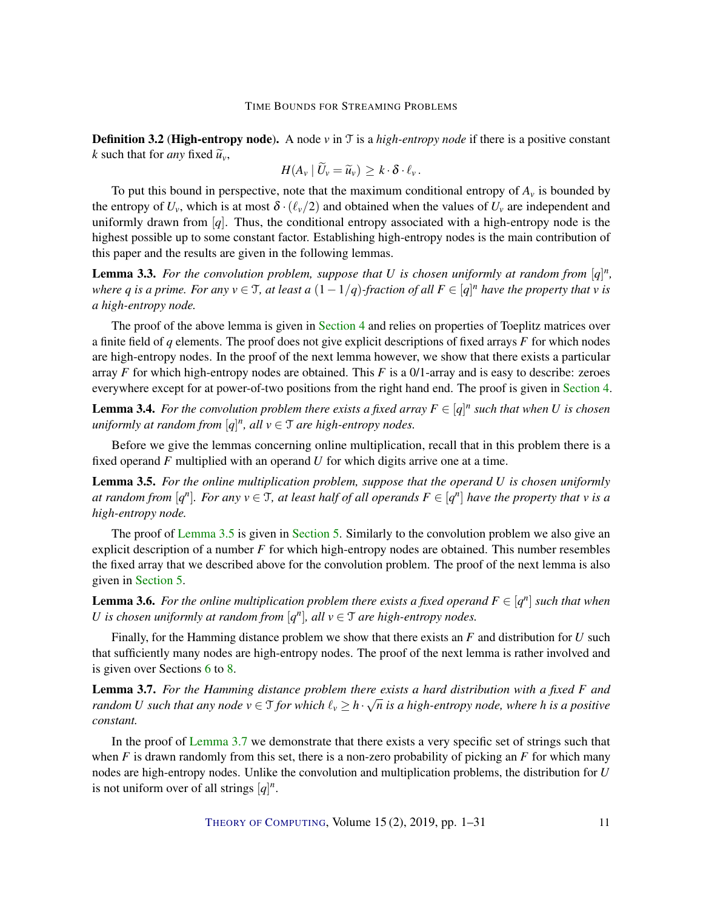**Definition 3.2** (**High-entropy node**). A node $v$ in $\mathcal{T}$ is a *high-entropy node* if there is a positive constant $k$ such that for *any* fixed $\widetilde{u}_v$,

$$H(A_v \mid \widetilde{U}_v = \widetilde{u}_v) \geq k \cdot \delta \cdot \ell_v \,.$$

To put this bound in perspective, note that the maximum conditional entropy of $A_v$ is bounded by the entropy of $U_v$, which is at most $\delta \cdot (\ell_v/2)$ and obtained when the values of $U_v$ are independent and uniformly drawn from $[q]$. Thus, the conditional entropy associated with a high-entropy node is the highest possible up to some constant factor. Establishing high-entropy nodes is the main contribution of this paper and the results are given in the following lemmas.

**Lemma 3.3.** *For the convolution problem, suppose that $U$ is chosen uniformly at random from $[q]^n$, where $q$ is a prime. For any $v \in \mathcal{T}$, at least a $(1-1/q)$-fraction of all $F \in [q]^n$ have the property that $v$ is a high-entropy node.*

The proof of the above lemma is given in Section 4 and relies on properties of Toeplitz matrices over a finite field of $q$ elements. The proof does not give explicit descriptions of fixed arrays $F$ for which nodes are high-entropy nodes. In the proof of the next lemma however, we show that there exists a particular array $F$ for which high-entropy nodes are obtained. This $F$ is a 0/1-array and is easy to describe: zeroes everywhere except for at power-of-two positions from the right hand end. The proof is given in Section 4.

**Lemma 3.4.** *For the convolution problem there exists a fixed array $F \in [q]^n$ such that when $U$ is chosen uniformly at random from $[q]^n$, all $v \in \mathcal{T}$ are high-entropy nodes.*

Before we give the lemmas concerning online multiplication, recall that in this problem there is a fixed operand $F$ multiplied with an operand $U$ for which digits arrive one at a time.

**Lemma 3.5.** *For the online multiplication problem, suppose that the operand $U$ is chosen uniformly at random from $[q^n]$. For any $v \in \mathcal{T}$, at least half of all operands $F \in [q^n]$ have the property that $v$ is a high-entropy node.*

The proof of Lemma 3.5 is given in Section 5. Similarly to the convolution problem we also give an explicit description of a number $F$ for which high-entropy nodes are obtained. This number resembles the fixed array that we described above for the convolution problem. The proof of the next lemma is also given in Section 5.

**Lemma 3.6.** *For the online multiplication problem there exists a fixed operand $F \in [q^n]$ such that when $U$ is chosen uniformly at random from $[q^n]$, all $v \in \mathcal{T}$ are high-entropy nodes.*

Finally, for the Hamming distance problem we show that there exists an $F$ and distribution for $U$ such that sufficiently many nodes are high-entropy nodes. The proof of the next lemma is rather involved and is given over Sections 6 to 8.

**Lemma 3.7.** *For the Hamming distance problem there exists a hard distribution with a fixed $F$ and random $U$ such that any node $v \in \mathcal{T}$ for which $\ell_v \geq h \cdot \sqrt{n}$ is a high-entropy node, where $h$ is a positive constant.*

In the proof of Lemma 3.7 we demonstrate that there exists a very specific set of strings such that when $F$ is drawn randomly from this set, there is a non-zero probability of picking an $F$ for which many nodes are high-entropy nodes. Unlike the convolution and multiplication problems, the distribution for $U$ is not uniform over of all strings $[q]^n$.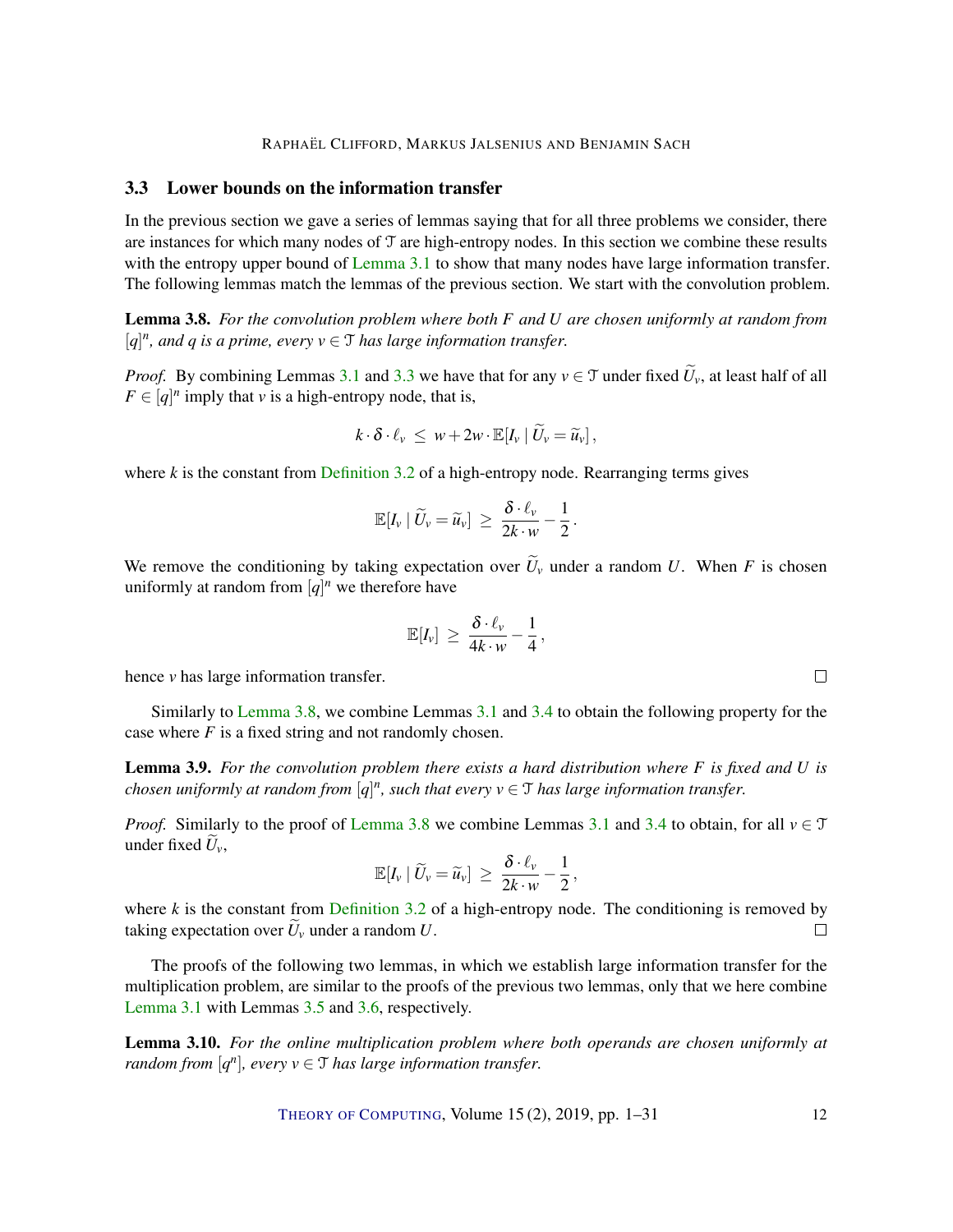### 3.3 Lower bounds on the information transfer

In the previous section we gave a series of lemmas saying that for all three problems we consider, there are instances for which many nodes of $\mathcal{T}$ are high-entropy nodes. In this section we combine these results with the entropy upper bound of Lemma 3.1 to show that many nodes have large information transfer. The following lemmas match the lemmas of the previous section. We start with the convolution problem.

**Lemma 3.8.** *For the convolution problem where both $F$ and $U$ are chosen uniformly at random from $[q]^n$, and $q$ is a prime, every $v \in \mathcal{T}$ has large information transfer.*

*Proof.* By combining Lemmas 3.1 and 3.3 we have that for any $v \in \mathcal{T}$ under fixed $\widetilde{U}_v$, at least half of all $F \in [q]^n$ imply that $v$ is a high-entropy node, that is,

$$k \cdot \delta \cdot \ell_v \;\leq\; w + 2w \cdot \mathbb{E}[I_v \mid \widetilde{U}_v = \widetilde{u}_v]\,,$$

where $k$ is the constant from Definition 3.2 of a high-entropy node. Rearranging terms gives

$$\mathbb{E}[I_v \mid \widetilde{U}_v = \widetilde{u}_v] \;\geq\; \frac{\delta \cdot \ell_v}{2k \cdot w} - \frac{1}{2}\,.$$

We remove the conditioning by taking expectation over $\widetilde{U}_v$ under a random $U$. When $F$ is chosen uniformly at random from $[q]^n$ we therefore have

$$\mathbb{E}[I_v] \;\geq\; \frac{\delta \cdot \ell_v}{4k \cdot w} - \frac{1}{4}\,,$$

hence $v$ has large information transfer. $\square$

Similarly to Lemma 3.8, we combine Lemmas 3.1 and 3.4 to obtain the following property for the case where $F$ is a fixed string and not randomly chosen.

**Lemma 3.9.** *For the convolution problem there exists a hard distribution where $F$ is fixed and $U$ is chosen uniformly at random from $[q]^n$, such that every $v \in \mathcal{T}$ has large information transfer.*

*Proof.* Similarly to the proof of Lemma 3.8 we combine Lemmas 3.1 and 3.4 to obtain, for all $v \in \mathcal{T}$ under fixed $\widetilde{U}_v$,

$$\mathbb{E}[I_v \mid \widetilde{U}_v = \widetilde{u}_v] \;\geq\; \frac{\delta \cdot \ell_v}{2k \cdot w} - \frac{1}{2}\,,$$

where $k$ is the constant from Definition 3.2 of a high-entropy node. The conditioning is removed by taking expectation over $\widetilde{U}_v$ under a random $U$. $\square$

The proofs of the following two lemmas, in which we establish large information transfer for the multiplication problem, are similar to the proofs of the previous two lemmas, only that we here combine Lemma 3.1 with Lemmas 3.5 and 3.6, respectively.

**Lemma 3.10.** *For the online multiplication problem where both operands are chosen uniformly at random from $[q^n]$, every $v \in \mathcal{T}$ has large information transfer.*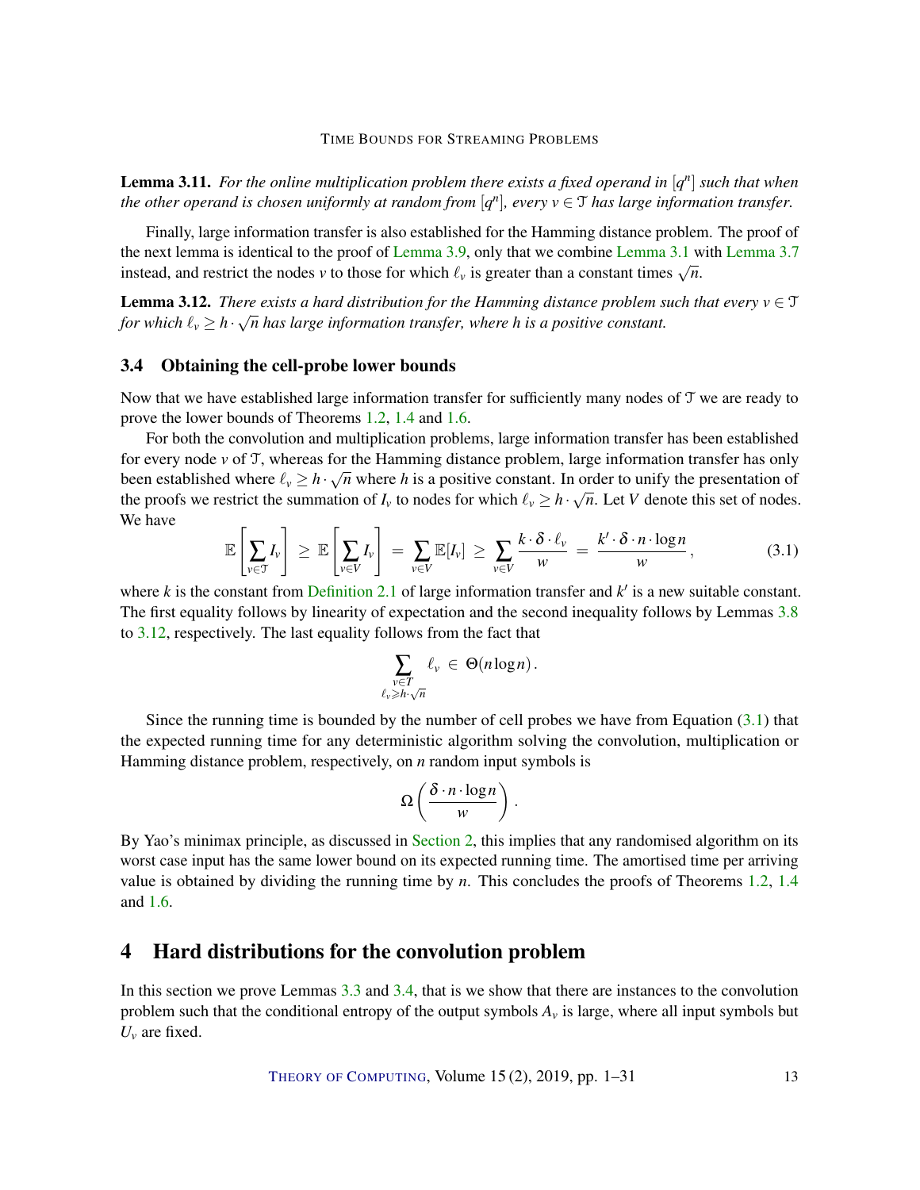**Lemma 3.11.** *For the online multiplication problem there exists a fixed operand in $[q^n]$ such that when the other operand is chosen uniformly at random from $[q^n]$, every $v \in \mathcal{T}$ has large information transfer.*

Finally, large information transfer is also established for the Hamming distance problem. The proof of the next lemma is identical to the proof of Lemma 3.9, only that we combine Lemma 3.1 with Lemma 3.7 instead, and restrict the nodes $v$ to those for which $\ell_v$ is greater than a constant times $\sqrt{n}$.

**Lemma 3.12.** *There exists a hard distribution for the Hamming distance problem such that every $v \in \mathcal{T}$ for which $\ell_v \geq h \cdot \sqrt{n}$ has large information transfer, where $h$ is a positive constant.*

### 3.4 Obtaining the cell-probe lower bounds

Now that we have established large information transfer for sufficiently many nodes of $\mathcal{T}$ we are ready to prove the lower bounds of Theorems 1.2, 1.4 and 1.6.

For both the convolution and multiplication problems, large information transfer has been established for every node $v$ of $\mathcal{T}$, whereas for the Hamming distance problem, large information transfer has only been established where $\ell_v \geq h \cdot \sqrt{n}$ where $h$ is a positive constant. In order to unify the presentation of the proofs we restrict the summation of $I_v$ to nodes for which $\ell_v \geq h \cdot \sqrt{n}$. Let $V$ denote this set of nodes. We have

$$\mathbb{E}\left[\sum_{v \in \mathcal{T}} I_v\right] \;\geq\; \mathbb{E}\left[\sum_{v \in V} I_v\right] \;=\; \sum_{v \in V} \mathbb{E}[I_v] \;\geq\; \sum_{v \in V} \frac{k \cdot \delta \cdot \ell_v}{w} \;=\; \frac{k' \cdot \delta \cdot n \cdot \log n}{w}\,, \tag{3.1}$$

where $k$ is the constant from Definition 2.1 of large information transfer and $k'$ is a new suitable constant. The first equality follows by linearity of expectation and the second inequality follows by Lemmas 3.8 to 3.12, respectively. The last equality follows from the fact that

$$\sum_{\substack{v \in T \\ \ell_v \geqslant h \cdot \sqrt{n}}} \ell_v \;\in\; \Theta(n \log n)\,.$$

Since the running time is bounded by the number of cell probes we have from Equation (3.1) that the expected running time for any deterministic algorithm solving the convolution, multiplication or Hamming distance problem, respectively, on $n$ random input symbols is

$$\Omega\left(\frac{\delta \cdot n \cdot \log n}{w}\right).$$

By Yao's minimax principle, as discussed in Section 2, this implies that any randomised algorithm on its worst case input has the same lower bound on its expected running time. The amortised time per arriving value is obtained by dividing the running time by $n$. This concludes the proofs of Theorems 1.2, 1.4 and 1.6.

## 4 Hard distributions for the convolution problem

In this section we prove Lemmas 3.3 and 3.4, that is we show that there are instances to the convolution problem such that the conditional entropy of the output symbols $A_v$ is large, where all input symbols but $U_v$ are fixed.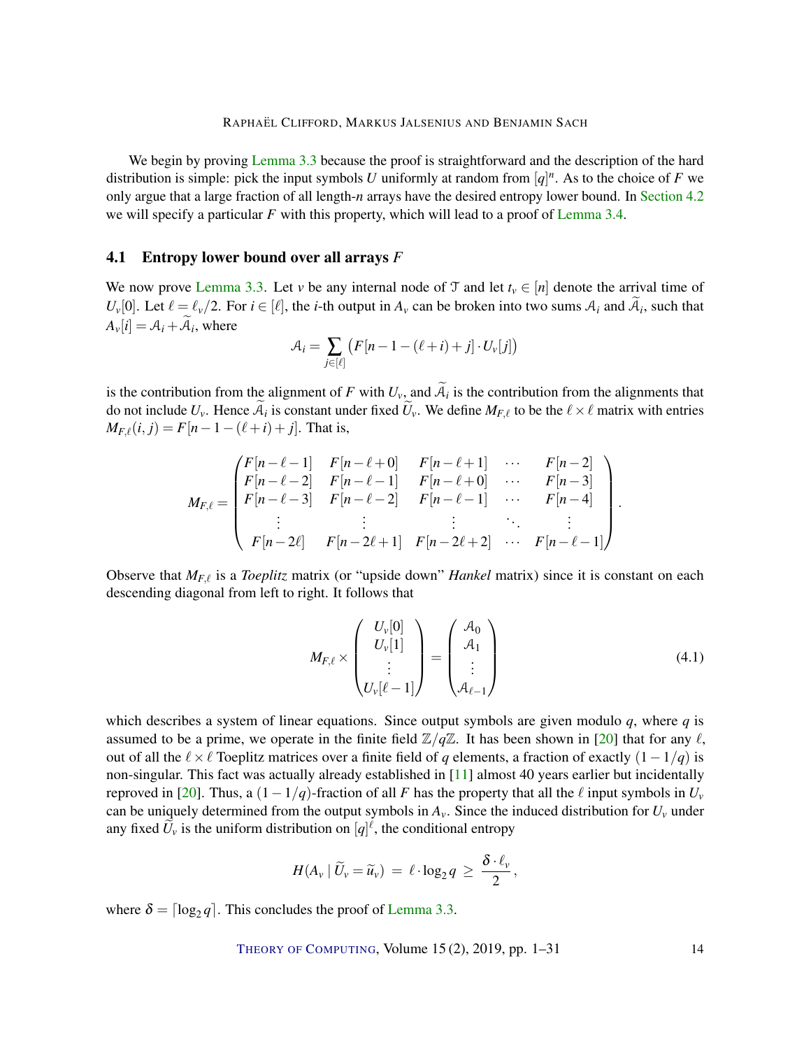We begin by proving Lemma 3.3 because the proof is straightforward and the description of the hard distribution is simple: pick the input symbols $U$ uniformly at random from $[q]^n$. As to the choice of $F$ we only argue that a large fraction of all length-$n$ arrays have the desired entropy lower bound. In Section 4.2 we will specify a particular $F$ with this property, which will lead to a proof of Lemma 3.4.

## 4.1 Entropy lower bound over all arrays $F$

We now prove Lemma 3.3. Let $v$ be any internal node of $\mathcal{T}$ and let $t_v \in [n]$ denote the arrival time of $U_v[0]$. Let $\ell = \ell_v/2$. For $i \in [\ell]$, the $i$-th output in $A_v$ can be broken into two sums $\mathcal{A}_i$ and $\widetilde{\mathcal{A}}_i$, such that $A_v[i] = \mathcal{A}_i + \widetilde{\mathcal{A}}_i$, where

$$\mathcal{A}_i = \sum_{j \in [\ell]} \big( F[n-1-(\ell+i)+j] \cdot U_v[j] \big)$$

is the contribution from the alignment of $F$ with $U_v$, and $\widetilde{\mathcal{A}}_i$ is the contribution from the alignments that do not include $U_v$. Hence $\widetilde{\mathcal{A}}_i$ is constant under fixed $\widetilde{U}_v$. We define $M_{F,\ell}$ to be the $\ell \times \ell$ matrix with entries $M_{F,\ell}(i,j) = F[n-1-(\ell+i)+j]$. That is,

$$M_{F,\ell} = \begin{pmatrix} F[n-\ell-1] & F[n-\ell+0] & F[n-\ell+1] & \cdots & F[n-2] \\ F[n-\ell-2] & F[n-\ell-1] & F[n-\ell+0] & \cdots & F[n-3] \\ F[n-\ell-3] & F[n-\ell-2] & F[n-\ell-1] & \cdots & F[n-4] \\ \vdots & \vdots & \vdots & \ddots & \vdots \\ F[n-2\ell] & F[n-2\ell+1] & F[n-2\ell+2] & \cdots & F[n-\ell-1] \end{pmatrix}.$$

Observe that $M_{F,\ell}$ is a *Toeplitz* matrix (or "upside down" *Hankel* matrix) since it is constant on each descending diagonal from left to right. It follows that

$$M_{F,\ell} \times \begin{pmatrix} U_v[0] \\ U_v[1] \\ \vdots \\ U_v[\ell-1] \end{pmatrix} = \begin{pmatrix} \mathcal{A}_0 \\ \mathcal{A}_1 \\ \vdots \\ \mathcal{A}_{\ell-1} \end{pmatrix} \tag{4.1}$$

which describes a system of linear equations. Since output symbols are given modulo $q$, where $q$ is assumed to be a prime, we operate in the finite field $\mathbb{Z}/q\mathbb{Z}$. It has been shown in [20] that for any $\ell$, out of all the $\ell \times \ell$ Toeplitz matrices over a finite field of $q$ elements, a fraction of exactly $(1-1/q)$ is non-singular. This fact was actually already established in [11] almost 40 years earlier but incidentally reproved in [20]. Thus, a $(1-1/q)$-fraction of all $F$ has the property that all the $\ell$ input symbols in $U_v$ can be uniquely determined from the output symbols in $A_v$. Since the induced distribution for $U_v$ under any fixed $\widetilde{U}_v$ is the uniform distribution on $[q]^\ell$, the conditional entropy

$$H(A_v \mid \widetilde{U}_v = \widetilde{u}_v) \;=\; \ell \cdot \log_2 q \;\geq\; \frac{\delta \cdot \ell_v}{2},$$

where $\delta = \lceil \log_2 q \rceil$. This concludes the proof of Lemma 3.3.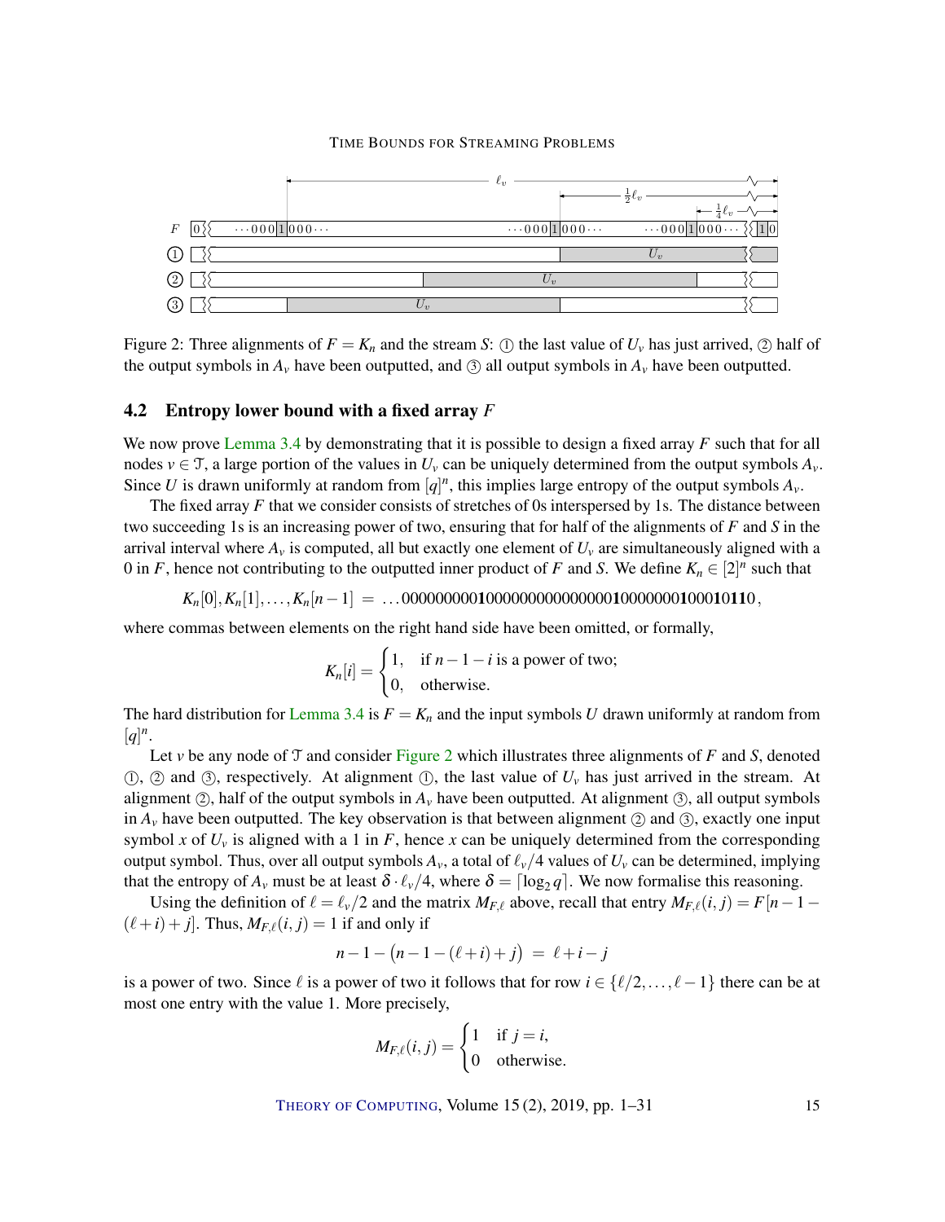Figure 2: Three alignments of $F = K_n$ and the stream $S$: ① the last value of $U_v$ has just arrived, ② half of the output symbols in $A_v$ have been outputted, and ③ all output symbols in $A_v$ have been outputted.

### 4.2 Entropy lower bound with a fixed array $F$

We now prove Lemma 3.4 by demonstrating that it is possible to design a fixed array $F$ such that for all nodes $v \in \mathcal{T}$, a large portion of the values in $U_v$ can be uniquely determined from the output symbols $A_v$. Since $U$ is drawn uniformly at random from $[q]^n$, this implies large entropy of the output symbols $A_v$.

The fixed array $F$ that we consider consists of stretches of 0s interspersed by 1s. The distance between two succeeding 1s is an increasing power of two, ensuring that for half of the alignments of $F$ and $S$ in the arrival interval where $A_v$ is computed, all but exactly one element of $U_v$ are simultaneously aligned with a 0 in $F$, hence not contributing to the outputted inner product of $F$ and $S$. We define $K_n \in [2]^n$ such that

$$K_n[0], K_n[1], \ldots, K_n[n-1] \;=\; \ldots 000000000\mathbf{1}000000000000000\mathbf{1}0000000\mathbf{1}000\mathbf{1}0\mathbf{1}\mathbf{1}0\,,$$

where commas between elements on the right hand side have been omitted, or formally,

$$K_n[i] = \begin{cases} 1, & \text{if } n-1-i \text{ is a power of two;} \\ 0, & \text{otherwise.} \end{cases}$$

The hard distribution for Lemma 3.4 is $F = K_n$ and the input symbols $U$ drawn uniformly at random from $[q]^n$.

Let $v$ be any node of $\mathcal{T}$ and consider Figure 2 which illustrates three alignments of $F$ and $S$, denoted ①, ② and ③, respectively. At alignment ①, the last value of $U_v$ has just arrived in the stream. At alignment ②, half of the output symbols in $A_v$ have been outputted. At alignment ③, all output symbols in $A_v$ have been outputted. The key observation is that between alignment ② and ③, exactly one input symbol $x$ of $U_v$ is aligned with a 1 in $F$, hence $x$ can be uniquely determined from the corresponding output symbol. Thus, over all output symbols $A_v$, a total of $\ell_v/4$ values of $U_v$ can be determined, implying that the entropy of $A_v$ must be at least $\delta \cdot \ell_v/4$, where $\delta = \lceil \log_2 q \rceil$. We now formalise this reasoning.

Using the definition of $\ell = \ell_v/2$ and the matrix $M_{F,\ell}$ above, recall that entry $M_{F,\ell}(i,j) = F[n-1-(\ell+i)+j]$. Thus, $M_{F,\ell}(i,j) = 1$ if and only if

$$n-1-\big(n-1-(\ell+i)+j\big) \;=\; \ell+i-j$$

is a power of two. Since $\ell$ is a power of two it follows that for row $i \in \{\ell/2, \ldots, \ell-1\}$ there can be at most one entry with the value 1. More precisely,

$$M_{F,\ell}(i,j) = \begin{cases} 1 & \text{if } j = i, \\ 0 & \text{otherwise.} \end{cases}$$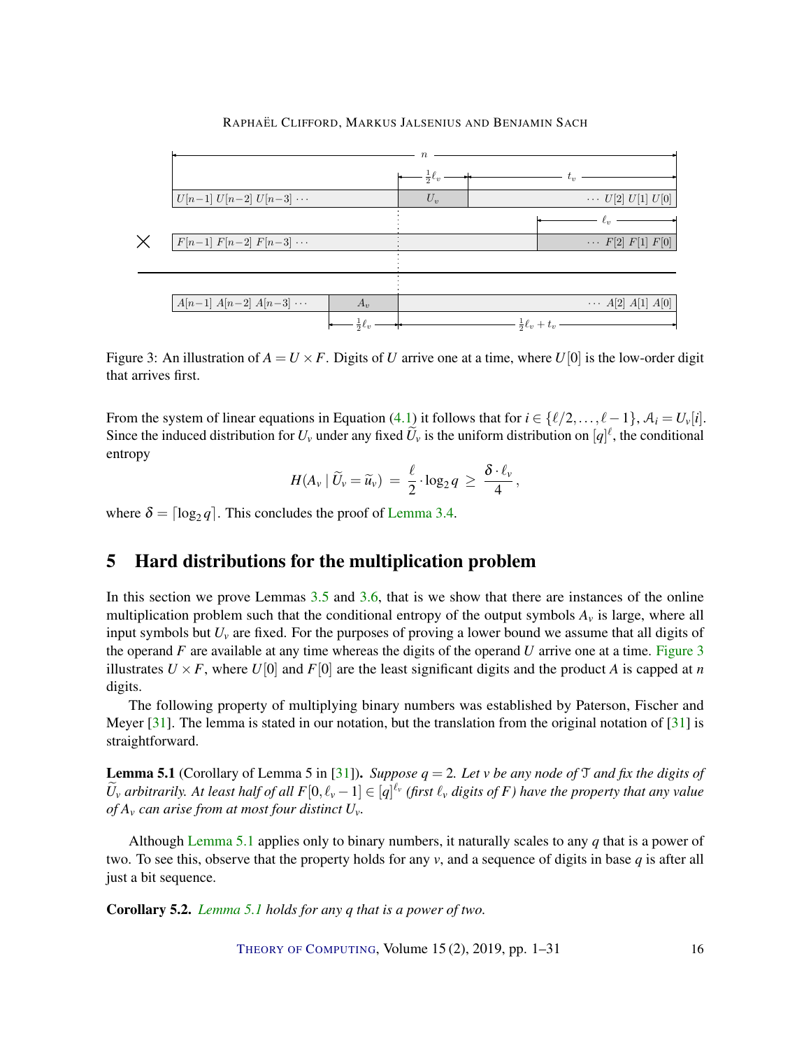Figure 3: An illustration of $A = U \times F$. Digits of $U$ arrive one at a time, where $U[0]$ is the low-order digit that arrives first.

From the system of linear equations in Equation (4.1) it follows that for $i \in \{\ell/2, \dots, \ell-1\}$, $\mathcal{A}_i = U_v[i]$. Since the induced distribution for $U_v$ under any fixed $\widetilde{U}_v$ is the uniform distribution on $[q]^\ell$, the conditional entropy

$$H(A_v \mid \widetilde{U}_v = \widetilde{u}_v) \;=\; \frac{\ell}{2} \cdot \log_2 q \;\geq\; \frac{\delta \cdot \ell_v}{4},$$

where $\delta = \lceil \log_2 q \rceil$. This concludes the proof of Lemma 3.4.

## 5 Hard distributions for the multiplication problem

In this section we prove Lemmas 3.5 and 3.6, that is we show that there are instances of the online multiplication problem such that the conditional entropy of the output symbols $A_v$ is large, where all input symbols but $U_v$ are fixed. For the purposes of proving a lower bound we assume that all digits of the operand $F$ are available at any time whereas the digits of the operand $U$ arrive one at a time. Figure 3 illustrates $U \times F$, where $U[0]$ and $F[0]$ are the least significant digits and the product $A$ is capped at $n$ digits.

The following property of multiplying binary numbers was established by Paterson, Fischer and Meyer [31]. The lemma is stated in our notation, but the translation from the original notation of [31] is straightforward.

**Lemma 5.1** (Corollary of Lemma 5 in [31]). *Suppose $q = 2$. Let $v$ be any node of $\mathcal{T}$ and fix the digits of $\widetilde{U}_v$ arbitrarily. At least half of all $F[0, \ell_v - 1] \in [q]^{\ell_v}$ (first $\ell_v$ digits of $F$) have the property that any value of $A_v$ can arise from at most four distinct $U_v$.*

Although Lemma 5.1 applies only to binary numbers, it naturally scales to any $q$ that is a power of two. To see this, observe that the property holds for any $v$, and a sequence of digits in base $q$ is after all just a bit sequence.

**Corollary 5.2.** *Lemma 5.1 holds for any $q$ that is a power of two.*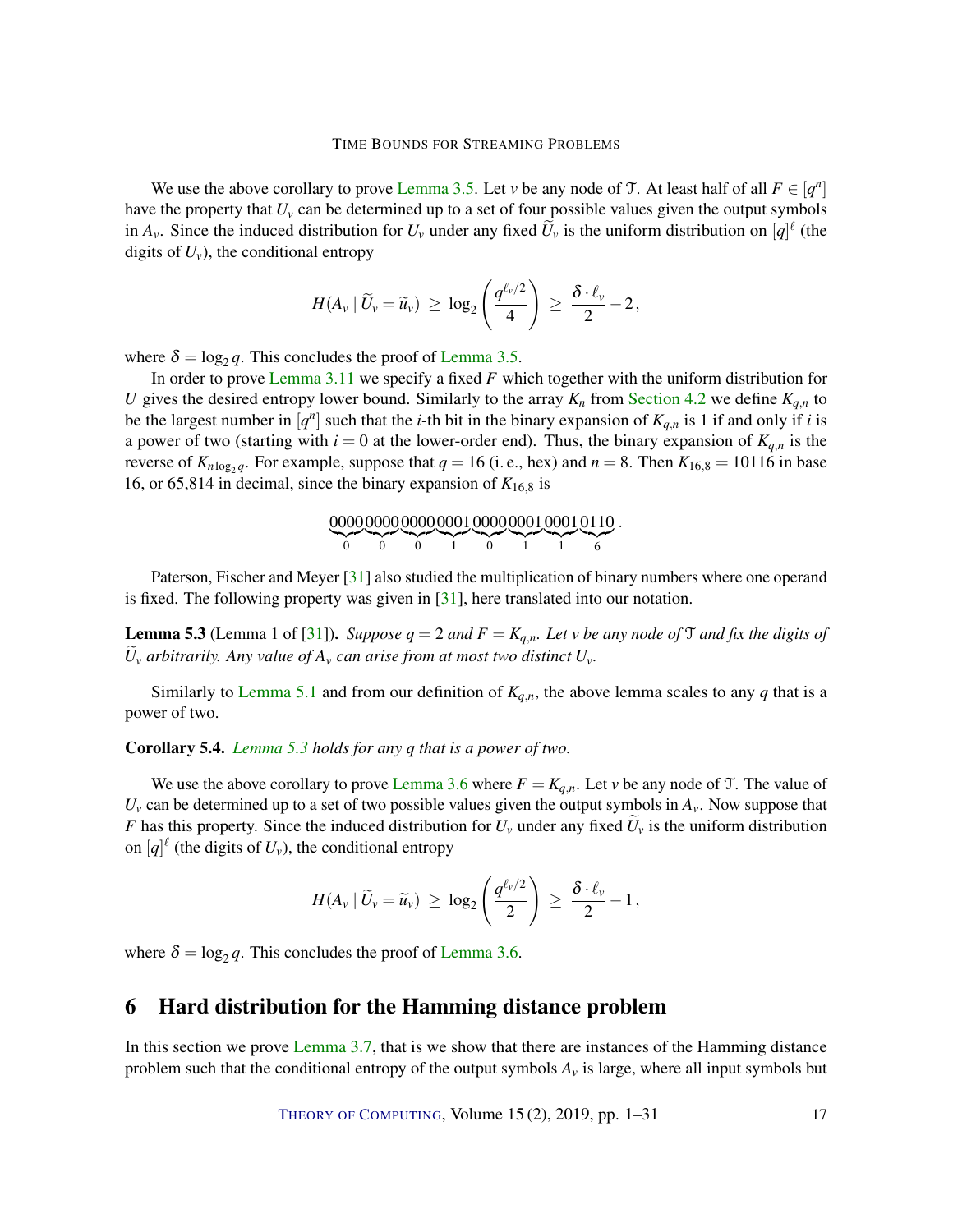We use the above corollary to prove Lemma 3.5. Let $v$ be any node of $\mathcal{T}$. At least half of all $F \in [q^n]$ have the property that $U_v$ can be determined up to a set of four possible values given the output symbols in $A_v$. Since the induced distribution for $U_v$ under any fixed $\widetilde{U}_v$ is the uniform distribution on $[q]^\ell$ (the digits of $U_v$), the conditional entropy

$$H(A_v \mid \widetilde{U}_v = \widetilde{u}_v) \;\geq\; \log_2\left(\frac{q^{\ell_v/2}}{4}\right) \;\geq\; \frac{\delta \cdot \ell_v}{2} - 2\,,$$

where $\delta = \log_2 q$. This concludes the proof of Lemma 3.5.

In order to prove Lemma 3.11 we specify a fixed $F$ which together with the uniform distribution for $U$ gives the desired entropy lower bound. Similarly to the array $K_n$ from Section 4.2 we define $K_{q,n}$ to be the largest number in $[q^n]$ such that the $i$-th bit in the binary expansion of $K_{q,n}$ is 1 if and only if $i$ is a power of two (starting with $i = 0$ at the lower-order end). Thus, the binary expansion of $K_{q,n}$ is the reverse of $K_{n \log_2 q}$. For example, suppose that $q = 16$ (i. e., hex) and $n = 8$. Then $K_{16,8} = 10116$ in base 16, or 65,814 in decimal, since the binary expansion of $K_{16,8}$ is

$$\underbrace{0000}_{0}\underbrace{0000}_{0}\underbrace{0000}_{0}\underbrace{0001}_{1}\underbrace{0000}_{0}\underbrace{0001}_{1}\underbrace{0001}_{1}\underbrace{0110}_{6}\,.$$

Paterson, Fischer and Meyer [31] also studied the multiplication of binary numbers where one operand is fixed. The following property was given in [31], here translated into our notation.

**Lemma 5.3** (Lemma 1 of [31]). *Suppose $q = 2$ and $F = K_{q,n}$. Let $v$ be any node of $\mathcal{T}$ and fix the digits of $\widetilde{U}_v$ arbitrarily. Any value of $A_v$ can arise from at most two distinct $U_v$.*

Similarly to Lemma 5.1 and from our definition of $K_{q,n}$, the above lemma scales to any $q$ that is a power of two.

**Corollary 5.4.** *Lemma 5.3 holds for any $q$ that is a power of two.*

We use the above corollary to prove Lemma 3.6 where $F = K_{q,n}$. Let $v$ be any node of $\mathcal{T}$. The value of $U_v$ can be determined up to a set of two possible values given the output symbols in $A_v$. Now suppose that $F$ has this property. Since the induced distribution for $U_v$ under any fixed $\widetilde{U}_v$ is the uniform distribution on $[q]^\ell$ (the digits of $U_v$), the conditional entropy

$$H(A_v \mid \widetilde{U}_v = \widetilde{u}_v) \;\geq\; \log_2\left(\frac{q^{\ell_v/2}}{2}\right) \;\geq\; \frac{\delta \cdot \ell_v}{2} - 1\,,$$

where $\delta = \log_2 q$. This concludes the proof of Lemma 3.6.

# 6 Hard distribution for the Hamming distance problem

In this section we prove Lemma 3.7, that is we show that there are instances of the Hamming distance problem such that the conditional entropy of the output symbols $A_v$ is large, where all input symbols but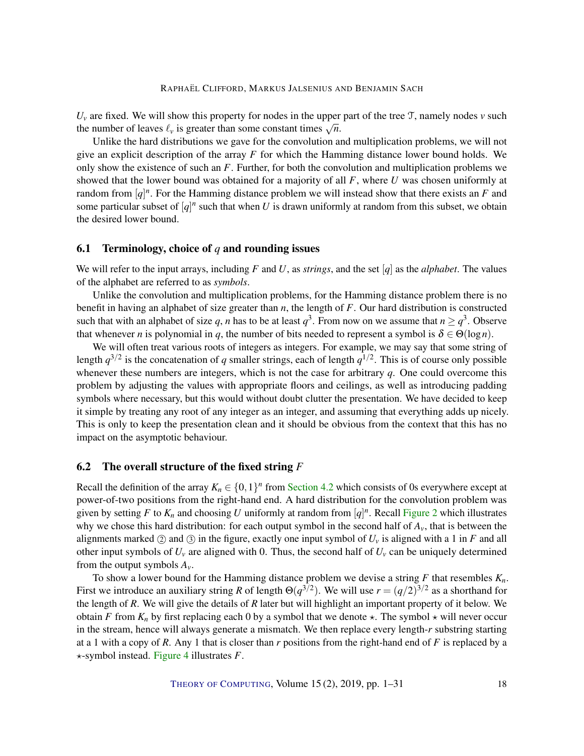$U_v$ are fixed. We will show this property for nodes in the upper part of the tree $\mathcal{T}$, namely nodes $v$ such the number of leaves $\ell_v$ is greater than some constant times $\sqrt{n}$.

Unlike the hard distributions we gave for the convolution and multiplication problems, we will not give an explicit description of the array $F$ for which the Hamming distance lower bound holds. We only show the existence of such an $F$. Further, for both the convolution and multiplication problems we showed that the lower bound was obtained for a majority of all $F$, where $U$ was chosen uniformly at random from $[q]^n$. For the Hamming distance problem we will instead show that there exists an $F$ and some particular subset of $[q]^n$ such that when $U$ is drawn uniformly at random from this subset, we obtain the desired lower bound.

## 6.1 Terminology, choice of $q$ and rounding issues

We will refer to the input arrays, including $F$ and $U$, as *strings*, and the set $[q]$ as the *alphabet*. The values of the alphabet are referred to as *symbols*.

Unlike the convolution and multiplication problems, for the Hamming distance problem there is no benefit in having an alphabet of size greater than $n$, the length of $F$. Our hard distribution is constructed such that with an alphabet of size $q$, $n$ has to be at least $q^3$. From now on we assume that $n \geq q^3$. Observe that whenever $n$ is polynomial in $q$, the number of bits needed to represent a symbol is $\delta \in \Theta(\log n)$.

We will often treat various roots of integers as integers. For example, we may say that some string of length $q^{3/2}$ is the concatenation of $q$ smaller strings, each of length $q^{1/2}$. This is of course only possible whenever these numbers are integers, which is not the case for arbitrary $q$. One could overcome this problem by adjusting the values with appropriate floors and ceilings, as well as introducing padding symbols where necessary, but this would without doubt clutter the presentation. We have decided to keep it simple by treating any root of any integer as an integer, and assuming that everything adds up nicely. This is only to keep the presentation clean and it should be obvious from the context that this has no impact on the asymptotic behaviour.

## 6.2 The overall structure of the fixed string $F$

Recall the definition of the array $K_n \in \{0,1\}^n$ from Section 4.2 which consists of 0s everywhere except at power-of-two positions from the right-hand end. A hard distribution for the convolution problem was given by setting $F$ to $K_n$ and choosing $U$ uniformly at random from $[q]^n$. Recall Figure 2 which illustrates why we chose this hard distribution: for each output symbol in the second half of $A_v$, that is between the alignments marked ② and ③ in the figure, exactly one input symbol of $U_v$ is aligned with a 1 in $F$ and all other input symbols of $U_v$ are aligned with 0. Thus, the second half of $U_v$ can be uniquely determined from the output symbols $A_v$.

To show a lower bound for the Hamming distance problem we devise a string $F$ that resembles $K_n$. First we introduce an auxiliary string $R$ of length $\Theta(q^{3/2})$. We will use $r = (q/2)^{3/2}$ as a shorthand for the length of $R$. We will give the details of $R$ later but will highlight an important property of it below. We obtain $F$ from $K_n$ by first replacing each 0 by a symbol that we denote $\star$. The symbol $\star$ will never occur in the stream, hence will always generate a mismatch. We then replace every length-$r$ substring starting at a 1 with a copy of $R$. Any 1 that is closer than $r$ positions from the right-hand end of $F$ is replaced by a $\star$-symbol instead. Figure 4 illustrates $F$.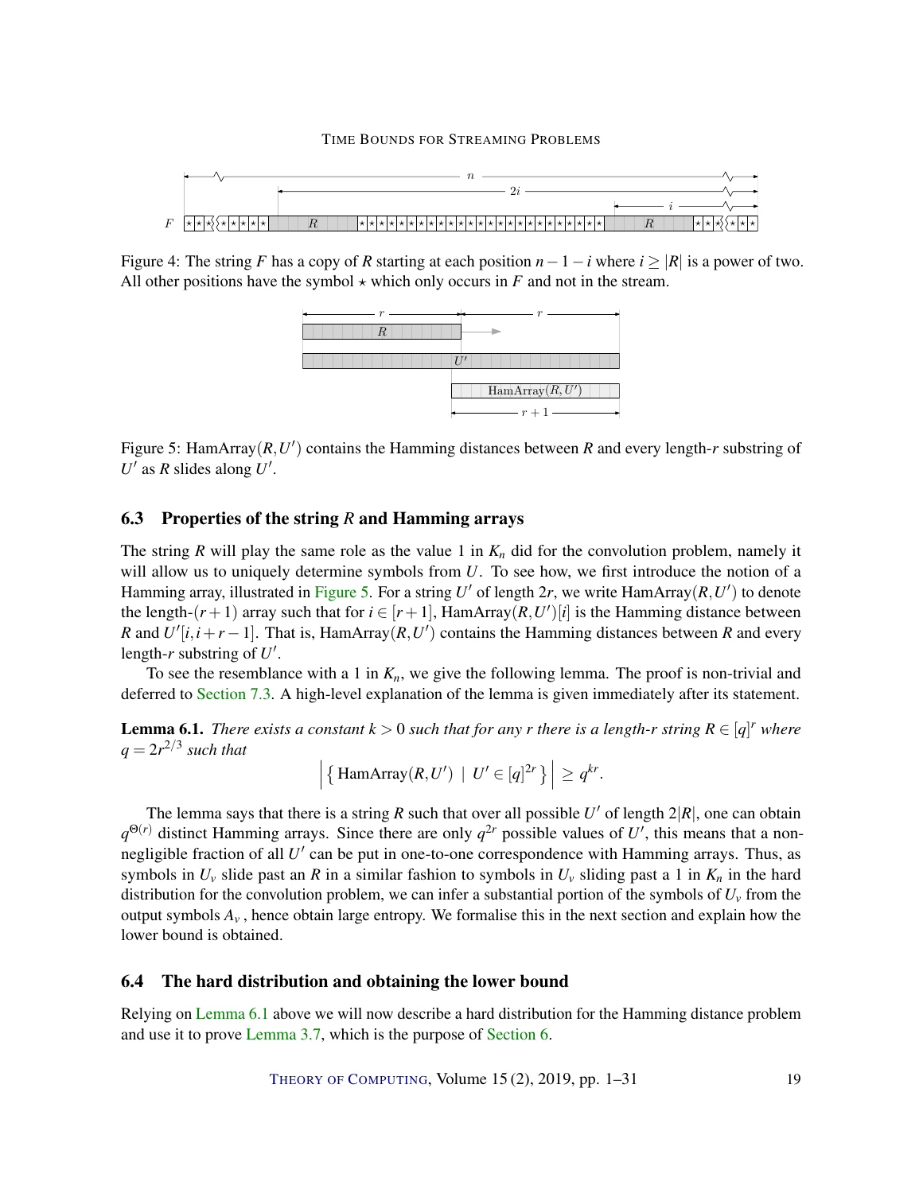Figure 4: The string $F$ has a copy of $R$ starting at each position $n-1-i$ where $i \geq |R|$ is a power of two. All other positions have the symbol $\star$ which only occurs in $F$ and not in the stream.

Figure 5: $\mathrm{HamArray}(R,U')$ contains the Hamming distances between $R$ and every length-$r$ substring of $U'$ as $R$ slides along $U'$.

### 6.3 Properties of the string $R$ and Hamming arrays

The string $R$ will play the same role as the value 1 in $K_n$ did for the convolution problem, namely it will allow us to uniquely determine symbols from $U$. To see how, we first introduce the notion of a Hamming array, illustrated in Figure 5. For a string $U'$ of length $2r$, we write $\mathrm{HamArray}(R,U')$ to denote the length-$(r+1)$ array such that for $i \in [r+1]$, $\mathrm{HamArray}(R,U')[i]$ is the Hamming distance between $R$ and $U'[i,i+r-1]$. That is, $\mathrm{HamArray}(R,U')$ contains the Hamming distances between $R$ and every length-$r$ substring of $U'$.

To see the resemblance with a 1 in $K_n$, we give the following lemma. The proof is non-trivial and deferred to Section 7.3. A high-level explanation of the lemma is given immediately after its statement.

**Lemma 6.1.** *There exists a constant $k > 0$ such that for any $r$ there is a length-$r$ string $R \in [q]^r$ where $q = 2r^{2/3}$ such that*

$$\left| \left\{ \mathrm{HamArray}(R,U') \;\middle|\; U' \in [q]^{2r} \right\} \right| \geq q^{kr}.$$

The lemma says that there is a string $R$ such that over all possible $U'$ of length $2|R|$, one can obtain $q^{\Theta(r)}$ distinct Hamming arrays. Since there are only $q^{2r}$ possible values of $U'$, this means that a non-negligible fraction of all $U'$ can be put in one-to-one correspondence with Hamming arrays. Thus, as symbols in $U_v$ slide past an $R$ in a similar fashion to symbols in $U_v$ sliding past a 1 in $K_n$ in the hard distribution for the convolution problem, we can infer a substantial portion of the symbols of $U_v$ from the output symbols $A_v$, hence obtain large entropy. We formalise this in the next section and explain how the lower bound is obtained.

### 6.4 The hard distribution and obtaining the lower bound

Relying on Lemma 6.1 above we will now describe a hard distribution for the Hamming distance problem and use it to prove Lemma 3.7, which is the purpose of Section 6.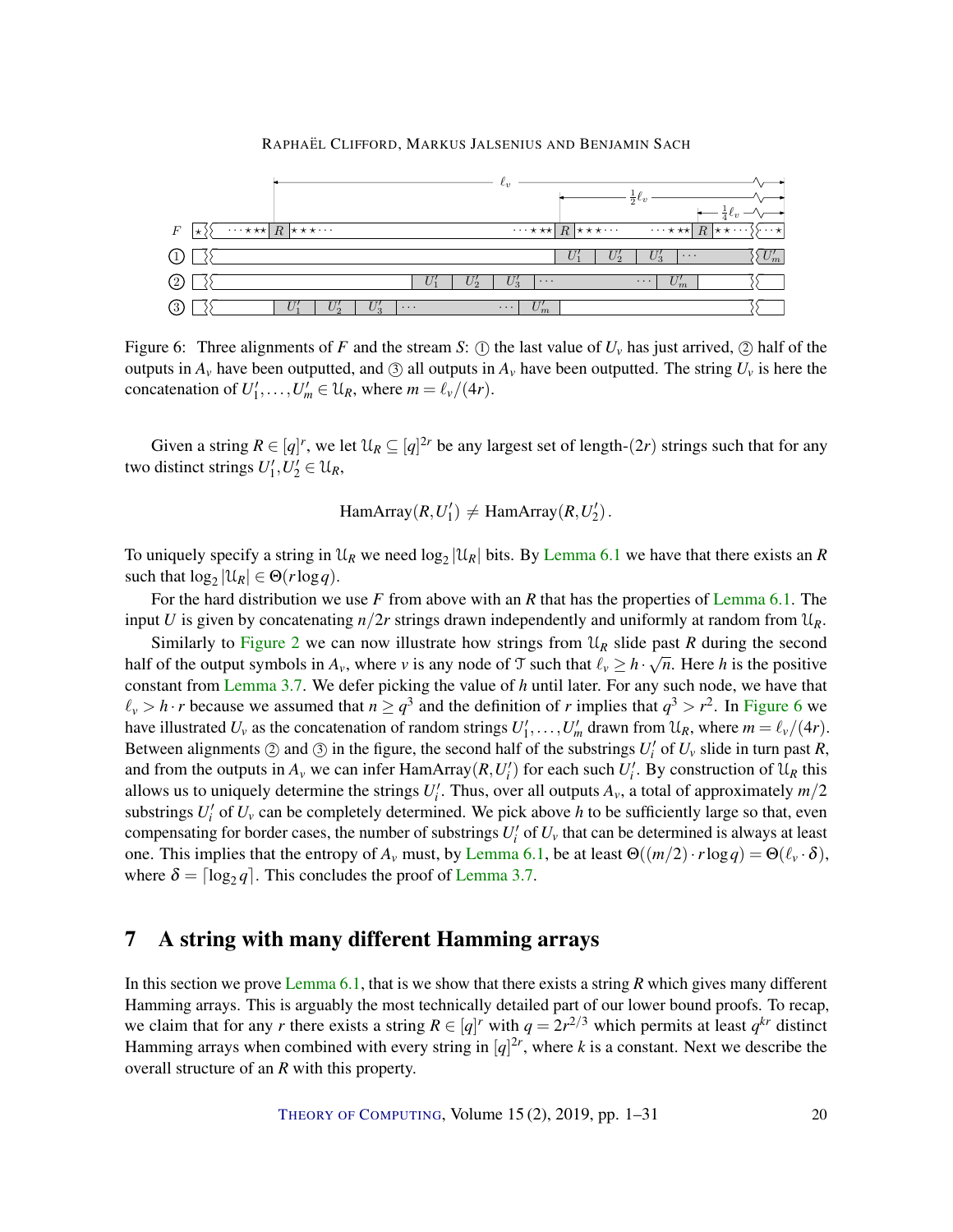Figure 6: Three alignments of $F$ and the stream $S$: ① the last value of $U_v$ has just arrived, ② half of the outputs in $A_v$ have been outputted, and ③ all outputs in $A_v$ have been outputted. The string $U_v$ is here the concatenation of $U'_1, \dots, U'_m \in \mathcal{U}_R$, where $m = \ell_v/(4r)$.

Given a string $R \in [q]^r$, we let $\mathcal{U}_R \subseteq [q]^{2r}$ be any largest set of length-$(2r)$ strings such that for any two distinct strings $U'_1, U'_2 \in \mathcal{U}_R$,

$$\text{HamArray}(R, U'_1) \neq \text{HamArray}(R, U'_2).$$

To uniquely specify a string in $\mathcal{U}_R$ we need $\log_2 |\mathcal{U}_R|$ bits. By Lemma 6.1 we have that there exists an $R$ such that $\log_2 |\mathcal{U}_R| \in \Theta(r \log q)$.

For the hard distribution we use $F$ from above with an $R$ that has the properties of Lemma 6.1. The input $U$ is given by concatenating $n/2r$ strings drawn independently and uniformly at random from $\mathcal{U}_R$.

Similarly to Figure 2 we can now illustrate how strings from $\mathcal{U}_R$ slide past $R$ during the second half of the output symbols in $A_v$, where $v$ is any node of $\mathcal{T}$ such that $\ell_v \geq h \cdot \sqrt{n}$. Here $h$ is the positive constant from Lemma 3.7. We defer picking the value of $h$ until later. For any such node, we have that $\ell_v > h \cdot r$ because we assumed that $n \geq q^3$ and the definition of $r$ implies that $q^3 > r^2$. In Figure 6 we have illustrated $U_v$ as the concatenation of random strings $U'_1, \dots, U'_m$ drawn from $\mathcal{U}_R$, where $m = \ell_v/(4r)$. Between alignments ② and ③ in the figure, the second half of the substrings $U'_i$ of $U_v$ slide in turn past $R$, and from the outputs in $A_v$ we can infer $\text{HamArray}(R, U'_i)$ for each such $U'_i$. By construction of $\mathcal{U}_R$ this allows us to uniquely determine the strings $U'_i$. Thus, over all outputs $A_v$, a total of approximately $m/2$ substrings $U'_i$ of $U_v$ can be completely determined. We pick above $h$ to be sufficiently large so that, even compensating for border cases, the number of substrings $U'_i$ of $U_v$ that can be determined is always at least one. This implies that the entropy of $A_v$ must, by Lemma 6.1, be at least $\Theta((m/2) \cdot r \log q) = \Theta(\ell_v \cdot \delta)$, where $\delta = \lceil \log_2 q \rceil$. This concludes the proof of Lemma 3.7.

## 7 A string with many different Hamming arrays

In this section we prove Lemma 6.1, that is we show that there exists a string $R$ which gives many different Hamming arrays. This is arguably the most technically detailed part of our lower bound proofs. To recap, we claim that for any $r$ there exists a string $R \in [q]^r$ with $q = 2r^{2/3}$ which permits at least $q^{kr}$ distinct Hamming arrays when combined with every string in $[q]^{2r}$, where $k$ is a constant. Next we describe the overall structure of an $R$ with this property.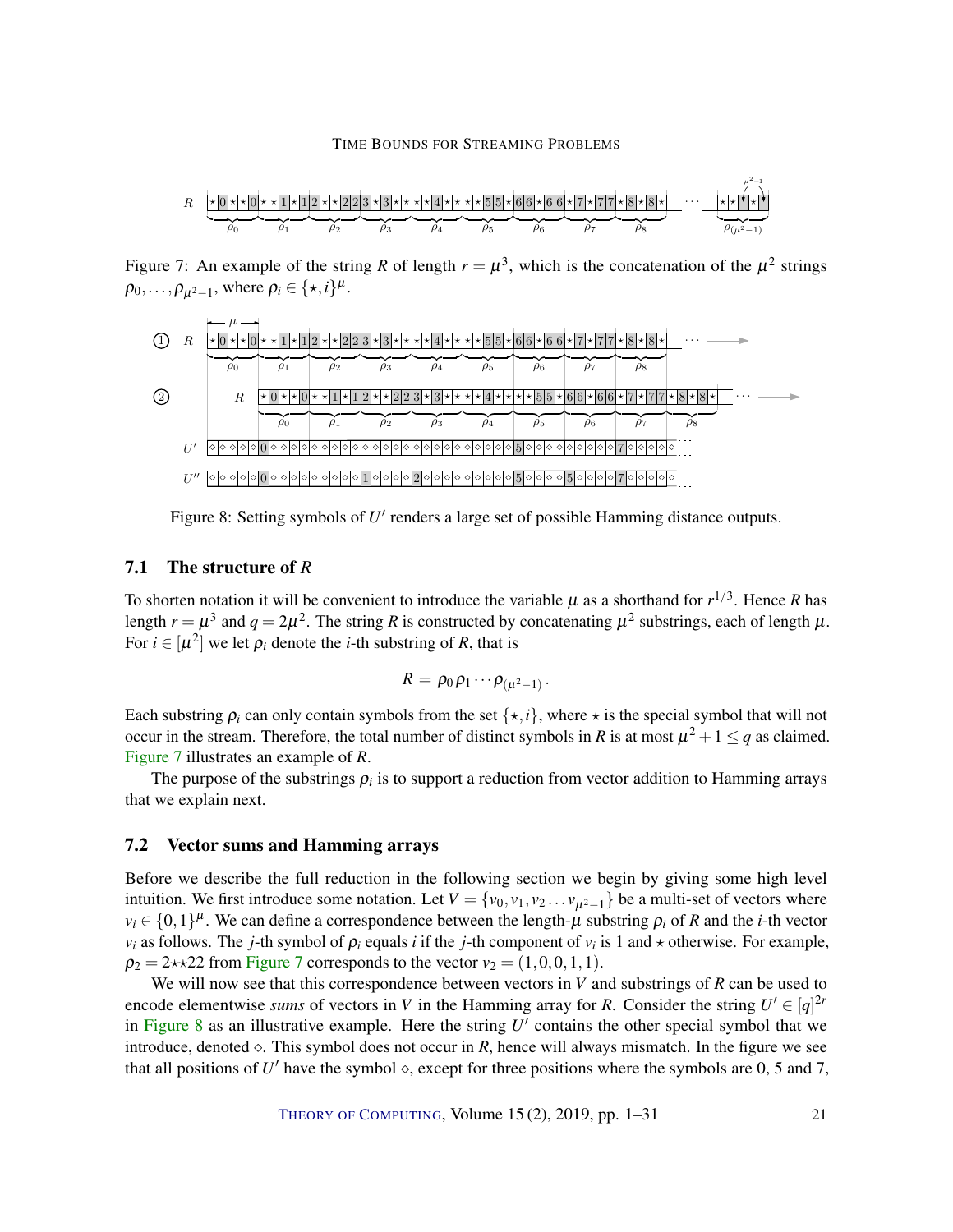Figure 7: An example of the string $R$ of length $r = \mu^3$, which is the concatenation of the $\mu^2$ strings $\rho_0, \ldots, \rho_{\mu^2-1}$, where $\rho_i \in \{\star, i\}^\mu$.

Figure 8: Setting symbols of $U'$ renders a large set of possible Hamming distance outputs.

## 7.1 The structure of $R$

To shorten notation it will be convenient to introduce the variable $\mu$ as a shorthand for $r^{1/3}$. Hence $R$ has length $r = \mu^3$ and $q = 2\mu^2$. The string $R$ is constructed by concatenating $\mu^2$ substrings, each of length $\mu$. For $i \in [\mu^2]$ we let $\rho_i$ denote the $i$-th substring of $R$, that is

$$R = \rho_0 \rho_1 \cdots \rho_{(\mu^2-1)} .$$

Each substring $\rho_i$ can only contain symbols from the set $\{\star, i\}$, where $\star$ is the special symbol that will not occur in the stream. Therefore, the total number of distinct symbols in $R$ is at most $\mu^2 + 1 \leq q$ as claimed. Figure 7 illustrates an example of $R$.

The purpose of the substrings $\rho_i$ is to support a reduction from vector addition to Hamming arrays that we explain next.

## 7.2 Vector sums and Hamming arrays

Before we describe the full reduction in the following section we begin by giving some high level intuition. We first introduce some notation. Let $V = \{v_0, v_1, v_2 \ldots v_{\mu^2-1}\}$ be a multi-set of vectors where $v_i \in \{0,1\}^\mu$. We can define a correspondence between the length-$\mu$ substring $\rho_i$ of $R$ and the $i$-th vector $v_i$ as follows. The $j$-th symbol of $\rho_i$ equals $i$ if the $j$-th component of $v_i$ is 1 and $\star$ otherwise. For example, $\rho_2 = 2{\star}{\star}22$ from Figure 7 corresponds to the vector $v_2 = (1,0,0,1,1)$.

We will now see that this correspondence between vectors in $V$ and substrings of $R$ can be used to encode elementwise *sums* of vectors in $V$ in the Hamming array for $R$. Consider the string $U' \in [q]^{2r}$ in Figure 8 as an illustrative example. Here the string $U'$ contains the other special symbol that we introduce, denoted $\diamond$. This symbol does not occur in $R$, hence will always mismatch. In the figure we see that all positions of $U'$ have the symbol $\diamond$, except for three positions where the symbols are 0, 5 and 7,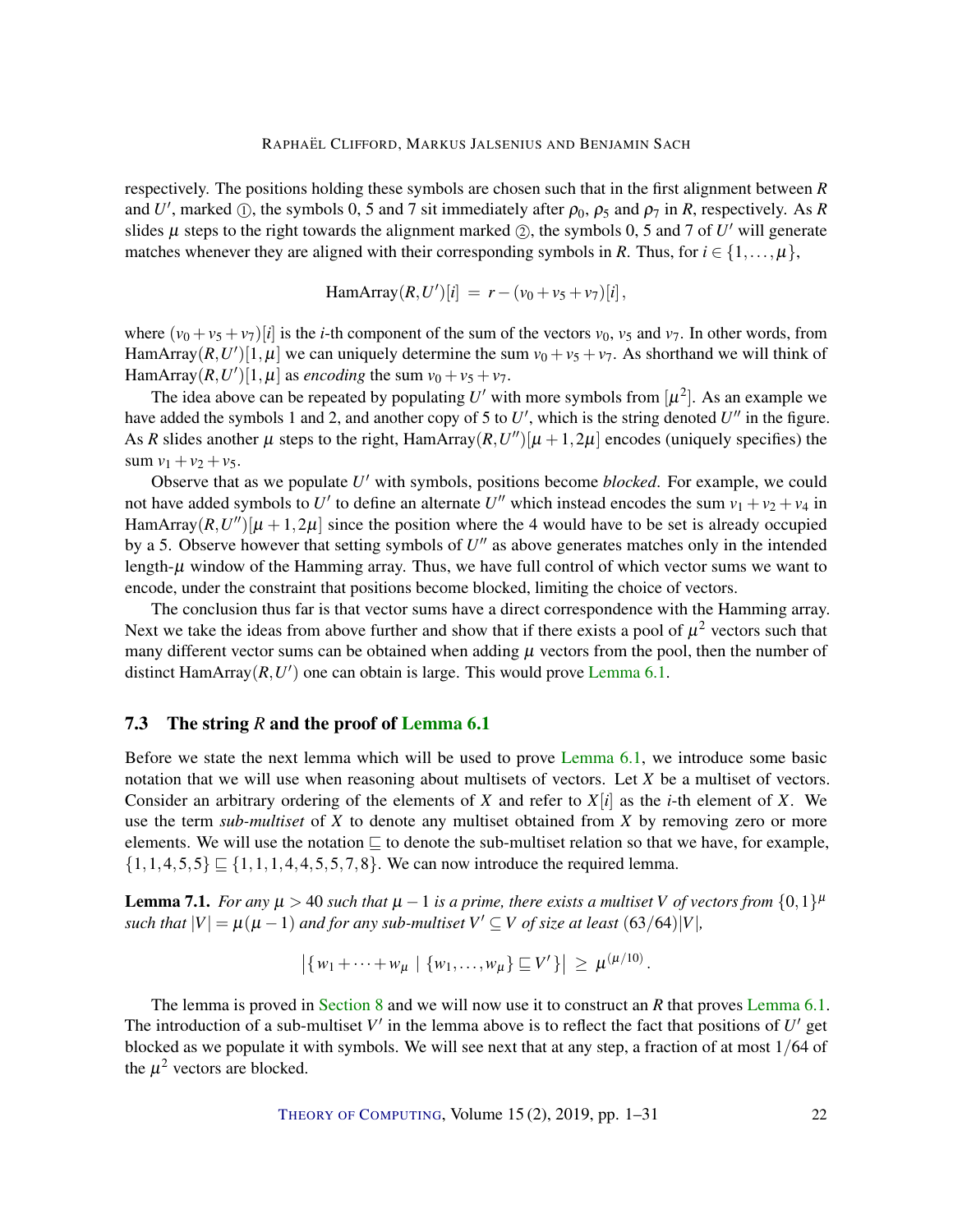respectively. The positions holding these symbols are chosen such that in the first alignment between $R$ and $U'$, marked ①, the symbols 0, 5 and 7 sit immediately after $\rho_0$, $\rho_5$ and $\rho_7$ in $R$, respectively. As $R$ slides $\mu$ steps to the right towards the alignment marked ②, the symbols 0, 5 and 7 of $U'$ will generate matches whenever they are aligned with their corresponding symbols in $R$. Thus, for $i \in \{1, \ldots, \mu\}$,

$$\text{HamArray}(R, U')[i] \;=\; r - (v_0 + v_5 + v_7)[i]\,,$$

where $(v_0 + v_5 + v_7)[i]$ is the $i$-th component of the sum of the vectors $v_0$, $v_5$ and $v_7$. In other words, from $\text{HamArray}(R, U')[1, \mu]$ we can uniquely determine the sum $v_0 + v_5 + v_7$. As shorthand we will think of $\text{HamArray}(R, U')[1, \mu]$ as *encoding* the sum $v_0 + v_5 + v_7$.

The idea above can be repeated by populating $U'$ with more symbols from $[\mu^2]$. As an example we have added the symbols 1 and 2, and another copy of 5 to $U'$, which is the string denoted $U''$ in the figure. As $R$ slides another $\mu$ steps to the right, $\text{HamArray}(R, U'')[\mu + 1, 2\mu]$ encodes (uniquely specifies) the sum $v_1 + v_2 + v_5$.

Observe that as we populate $U'$ with symbols, positions become *blocked*. For example, we could not have added symbols to $U'$ to define an alternate $U''$ which instead encodes the sum $v_1 + v_2 + v_4$ in $\text{HamArray}(R, U'')[\mu + 1, 2\mu]$ since the position where the 4 would have to be set is already occupied by a 5. Observe however that setting symbols of $U''$ as above generates matches only in the intended length-$\mu$ window of the Hamming array. Thus, we have full control of which vector sums we want to encode, under the constraint that positions become blocked, limiting the choice of vectors.

The conclusion thus far is that vector sums have a direct correspondence with the Hamming array. Next we take the ideas from above further and show that if there exists a pool of $\mu^2$ vectors such that many different vector sums can be obtained when adding $\mu$ vectors from the pool, then the number of distinct $\text{HamArray}(R, U')$ one can obtain is large. This would prove Lemma 6.1.

### 7.3 The string $R$ and the proof of Lemma 6.1

Before we state the next lemma which will be used to prove Lemma 6.1, we introduce some basic notation that we will use when reasoning about multisets of vectors. Let $X$ be a multiset of vectors. Consider an arbitrary ordering of the elements of $X$ and refer to $X[i]$ as the $i$-th element of $X$. We use the term *sub-multiset* of $X$ to denote any multiset obtained from $X$ by removing zero or more elements. We will use the notation $\sqsubseteq$ to denote the sub-multiset relation so that we have, for example, $\{1, 1, 4, 5, 5\} \sqsubseteq \{1, 1, 1, 4, 4, 5, 5, 7, 8\}$. We can now introduce the required lemma.

**Lemma 7.1.** *For any $\mu > 40$ such that $\mu - 1$ is a prime, there exists a multiset $V$ of vectors from $\{0,1\}^\mu$ such that $|V| = \mu(\mu - 1)$ and for any sub-multiset $V' \subseteq V$ of size at least $(63/64)|V|$,*

$$\big|\{\, w_1 + \cdots + w_\mu \mid \{w_1, \ldots, w_\mu\} \sqsubseteq V' \}\big| \;\geq\; \mu^{(\mu/10)}\,.$$

The lemma is proved in Section 8 and we will now use it to construct an $R$ that proves Lemma 6.1. The introduction of a sub-multiset $V'$ in the lemma above is to reflect the fact that positions of $U'$ get blocked as we populate it with symbols. We will see next that at any step, a fraction of at most $1/64$ of the $\mu^2$ vectors are blocked.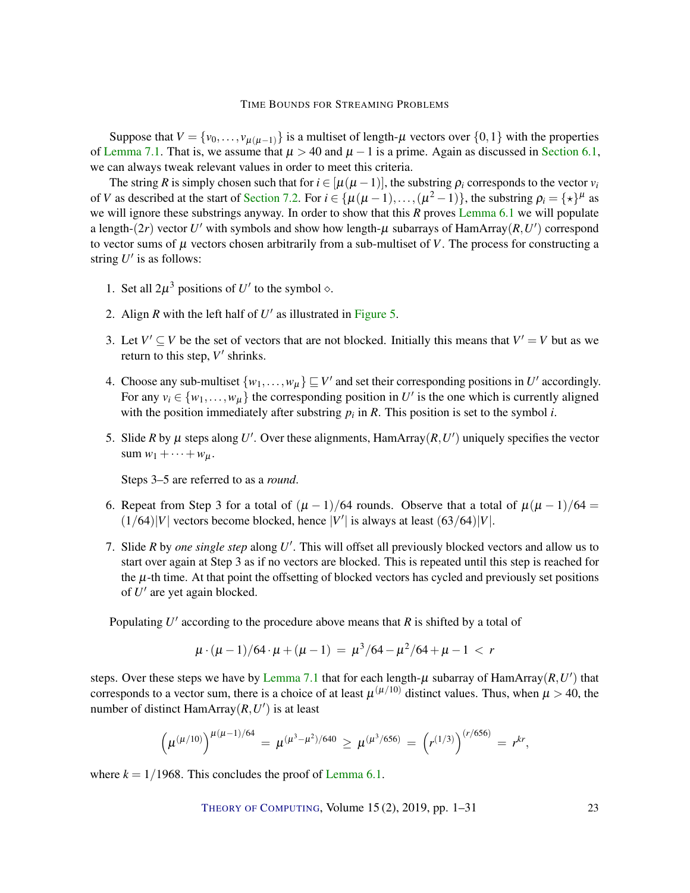Suppose that $V = \{v_0, \ldots, v_{\mu(\mu-1)}\}$ is a multiset of length-$\mu$ vectors over $\{0,1\}$ with the properties of Lemma 7.1. That is, we assume that $\mu > 40$ and $\mu - 1$ is a prime. Again as discussed in Section 6.1, we can always tweak relevant values in order to meet this criteria.

The string $R$ is simply chosen such that for $i \in [\mu(\mu-1)]$, the substring $\rho_i$ corresponds to the vector $v_i$ of $V$ as described at the start of Section 7.2. For $i \in \{\mu(\mu-1), \ldots, (\mu^2-1)\}$, the substring $\rho_i = \{\star\}^\mu$ as we will ignore these substrings anyway. In order to show that this $R$ proves Lemma 6.1 we will populate a length-$(2r)$ vector $U'$ with symbols and show how length-$\mu$ subarrays of $\text{HamArray}(R, U')$ correspond to vector sums of $\mu$ vectors chosen arbitrarily from a sub-multiset of $V$. The process for constructing a string $U'$ is as follows:

1. Set all $2\mu^3$ positions of $U'$ to the symbol $\diamond$.
2. Align $R$ with the left half of $U'$ as illustrated in Figure 5.
3. Let $V' \subseteq V$ be the set of vectors that are not blocked. Initially this means that $V' = V$ but as we return to this step, $V'$ shrinks.
4. Choose any sub-multiset $\{w_1, \ldots, w_\mu\} \sqsubseteq V'$ and set their corresponding positions in $U'$ accordingly. For any $v_i \in \{w_1, \ldots, w_\mu\}$ the corresponding position in $U'$ is the one which is currently aligned with the position immediately after substring $p_i$ in $R$. This position is set to the symbol $i$.
5. Slide $R$ by $\mu$ steps along $U'$. Over these alignments, $\text{HamArray}(R, U')$ uniquely specifies the vector sum $w_1 + \cdots + w_\mu$.

   Steps 3–5 are referred to as a *round*.
6. Repeat from Step 3 for a total of $(\mu-1)/64$ rounds. Observe that a total of $\mu(\mu-1)/64 = (1/64)|V|$ vectors become blocked, hence $|V'|$ is always at least $(63/64)|V|$.
7. Slide $R$ by *one single step* along $U'$. This will offset all previously blocked vectors and allow us to start over again at Step 3 as if no vectors are blocked. This is repeated until this step is reached for the $\mu$-th time. At that point the offsetting of blocked vectors has cycled and previously set positions of $U'$ are yet again blocked.

Populating $U'$ according to the procedure above means that $R$ is shifted by a total of

$$\mu \cdot (\mu-1)/64 \cdot \mu + (\mu - 1) \; = \; \mu^3/64 - \mu^2/64 + \mu - 1 \; < \; r$$

steps. Over these steps we have by Lemma 7.1 that for each length-$\mu$ subarray of $\text{HamArray}(R, U')$ that corresponds to a vector sum, there is a choice of at least $\mu^{(\mu/10)}$ distinct values. Thus, when $\mu > 40$, the number of distinct $\text{HamArray}(R, U')$ is at least

$$\left(\mu^{(\mu/10)}\right)^{\mu(\mu-1)/64} \; = \; \mu^{(\mu^3-\mu^2)/640} \; \geq \; \mu^{(\mu^3/656)} \; = \; \left(r^{(1/3)}\right)^{(r/656)} \; = \; r^{kr},$$

where $k = 1/1968$. This concludes the proof of Lemma 6.1.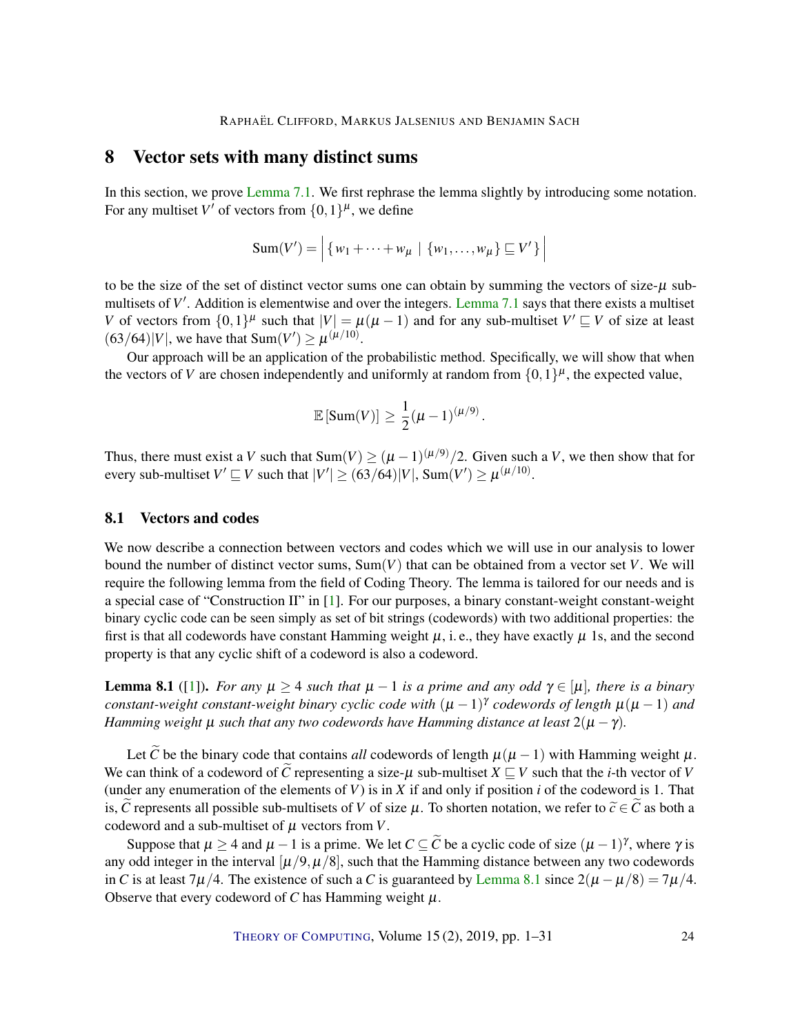## 8 Vector sets with many distinct sums

In this section, we prove Lemma 7.1. We first rephrase the lemma slightly by introducing some notation. For any multiset $V'$ of vectors from $\{0,1\}^\mu$, we define

$$\mathrm{Sum}(V') = \left| \{ w_1 + \cdots + w_\mu \mid \{w_1, \ldots, w_\mu\} \sqsubseteq V' \} \right|$$

to be the size of the set of distinct vector sums one can obtain by summing the vectors of size-$\mu$ sub-multisets of $V'$. Addition is elementwise and over the integers. Lemma 7.1 says that there exists a multiset $V$ of vectors from $\{0,1\}^\mu$ such that $|V| = \mu(\mu-1)$ and for any sub-multiset $V' \sqsubseteq V$ of size at least $(63/64)|V|$, we have that $\mathrm{Sum}(V') \geq \mu^{(\mu/10)}$.

Our approach will be an application of the probabilistic method. Specifically, we will show that when the vectors of $V$ are chosen independently and uniformly at random from $\{0,1\}^\mu$, the expected value,

$$\mathbb{E}\left[\mathrm{Sum}(V)\right] \geq \frac{1}{2}(\mu-1)^{(\mu/9)}.$$

Thus, there must exist a $V$ such that $\mathrm{Sum}(V) \geq (\mu-1)^{(\mu/9)}/2$. Given such a $V$, we then show that for every sub-multiset $V' \sqsubseteq V$ such that $|V'| \geq (63/64)|V|$, $\mathrm{Sum}(V') \geq \mu^{(\mu/10)}$.

### 8.1 Vectors and codes

We now describe a connection between vectors and codes which we will use in our analysis to lower bound the number of distinct vector sums, $\mathrm{Sum}(V)$ that can be obtained from a vector set $V$. We will require the following lemma from the field of Coding Theory. The lemma is tailored for our needs and is a special case of "Construction II" in [1]. For our purposes, a binary constant-weight constant-weight binary cyclic code can be seen simply as set of bit strings (codewords) with two additional properties: the first is that all codewords have constant Hamming weight $\mu$, i. e., they have exactly $\mu$ 1s, and the second property is that any cyclic shift of a codeword is also a codeword.

**Lemma 8.1** ([1]). *For any $\mu \geq 4$ such that $\mu - 1$ is a prime and any odd $\gamma \in [\mu]$, there is a binary constant-weight constant-weight binary cyclic code with $(\mu-1)^\gamma$ codewords of length $\mu(\mu-1)$ and Hamming weight $\mu$ such that any two codewords have Hamming distance at least $2(\mu-\gamma)$.*

Let $\widetilde{C}$ be the binary code that contains *all* codewords of length $\mu(\mu-1)$ with Hamming weight $\mu$. We can think of a codeword of $\widetilde{C}$ representing a size-$\mu$ sub-multiset $X \sqsubseteq V$ such that the $i$-th vector of $V$ (under any enumeration of the elements of $V$) is in $X$ if and only if position $i$ of the codeword is 1. That is, $\widetilde{C}$ represents all possible sub-multisets of $V$ of size $\mu$. To shorten notation, we refer to $\widetilde{c} \in \widetilde{C}$ as both a codeword and a sub-multiset of $\mu$ vectors from $V$.

Suppose that $\mu \geq 4$ and $\mu - 1$ is a prime. We let $C \subseteq \widetilde{C}$ be a cyclic code of size $(\mu-1)^\gamma$, where $\gamma$ is any odd integer in the interval $[\mu/9, \mu/8]$, such that the Hamming distance between any two codewords in $C$ is at least $7\mu/4$. The existence of such a $C$ is guaranteed by Lemma 8.1 since $2(\mu - \mu/8) = 7\mu/4$. Observe that every codeword of $C$ has Hamming weight $\mu$.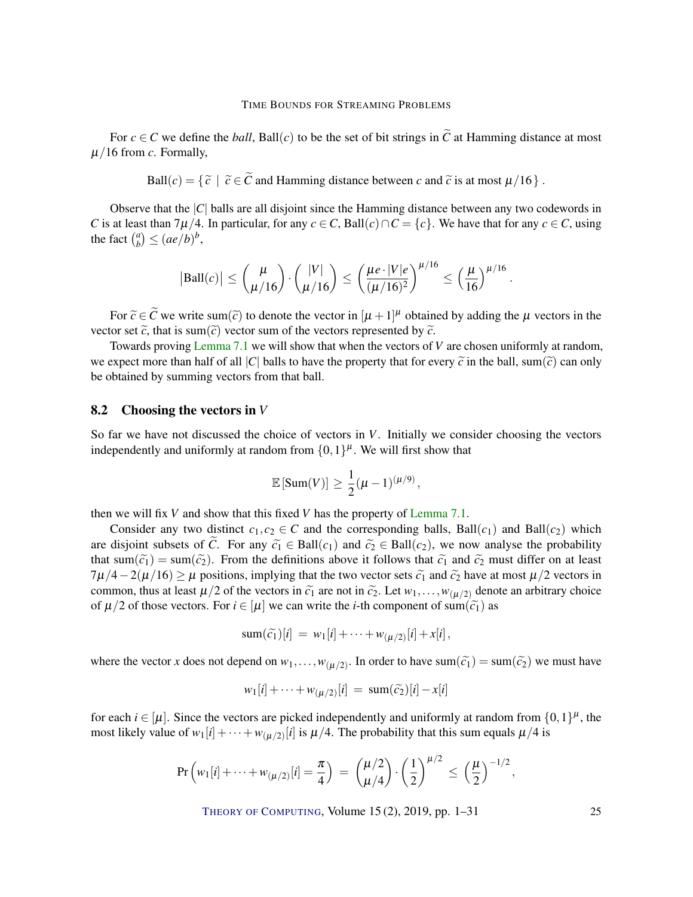For $c \in C$ we define the *ball*, $\text{Ball}(c)$ to be the set of bit strings in $\widetilde{C}$ at Hamming distance at most $\mu/16$ from $c$. Formally,

$$\text{Ball}(c) = \{\, \widetilde{c} \;|\; \widetilde{c} \in \widetilde{C} \text{ and Hamming distance between } c \text{ and } \widetilde{c} \text{ is at most } \mu/16 \,\} \,.$$

Observe that the $|C|$ balls are all disjoint since the Hamming distance between any two codewords in $C$ is at least than $7\mu/4$. In particular, for any $c \in C$, $\text{Ball}(c) \cap C = \{c\}$. We have that for any $c \in C$, using the fact $\binom{a}{b} \leq (ae/b)^b$,

$$\left|\text{Ball}(c)\right| \leq \binom{\mu}{\mu/16} \cdot \binom{|V|}{\mu/16} \leq \left(\frac{\mu e \cdot |V| e}{(\mu/16)^2}\right)^{\mu/16} \leq \left(\frac{\mu}{16}\right)^{\mu/16}.$$

For $\widetilde{c} \in \widetilde{C}$ we write $\text{sum}(\widetilde{c})$ to denote the vector in $[\mu+1]^\mu$ obtained by adding the $\mu$ vectors in the vector set $\widetilde{c}$, that is $\text{sum}(\widetilde{c})$ vector sum of the vectors represented by $\widetilde{c}$.

Towards proving Lemma 7.1 we will show that when the vectors of $V$ are chosen uniformly at random, we expect more than half of all $|C|$ balls to have the property that for every $\widetilde{c}$ in the ball, $\text{sum}(\widetilde{c})$ can only be obtained by summing vectors from that ball.

## 8.2 Choosing the vectors in $V$

So far we have not discussed the choice of vectors in $V$. Initially we consider choosing the vectors independently and uniformly at random from $\{0,1\}^\mu$. We will first show that

$$\mathbb{E}\left[\text{Sum}(V)\right] \geq \frac{1}{2}(\mu-1)^{(\mu/9)},$$

then we will fix $V$ and show that this fixed $V$ has the property of Lemma 7.1.

Consider any two distinct $c_1, c_2 \in C$ and the corresponding balls, $\text{Ball}(c_1)$ and $\text{Ball}(c_2)$ which are disjoint subsets of $\widetilde{C}$. For any $\widetilde{c_1} \in \text{Ball}(c_1)$ and $\widetilde{c_2} \in \text{Ball}(c_2)$, we now analyse the probability that $\text{sum}(\widetilde{c_1}) = \text{sum}(\widetilde{c_2})$. From the definitions above it follows that $\widetilde{c_1}$ and $\widetilde{c_2}$ must differ on at least $7\mu/4 - 2(\mu/16) \geq \mu$ positions, implying that the two vector sets $\widetilde{c_1}$ and $\widetilde{c_2}$ have at most $\mu/2$ vectors in common, thus at least $\mu/2$ of the vectors in $\widetilde{c_1}$ are not in $\widetilde{c_2}$. Let $w_1, \ldots, w_{(\mu/2)}$ denote an arbitrary choice of $\mu/2$ of those vectors. For $i \in [\mu]$ we can write the $i$-th component of $\text{sum}(\widetilde{c_1})$ as

$$\text{sum}(\widetilde{c_1})[i] \;=\; w_1[i] + \cdots + w_{(\mu/2)}[i] + x[i]\,,$$

where the vector $x$ does not depend on $w_1, \ldots, w_{(\mu/2)}$. In order to have $\text{sum}(\widetilde{c_1}) = \text{sum}(\widetilde{c_2})$ we must have

$$w_1[i] + \cdots + w_{(\mu/2)}[i] \;=\; \text{sum}(\widetilde{c_2})[i] - x[i]$$

for each $i \in [\mu]$. Since the vectors are picked independently and uniformly at random from $\{0,1\}^\mu$, the most likely value of $w_1[i] + \cdots + w_{(\mu/2)}[i]$ is $\mu/4$. The probability that this sum equals $\mu/4$ is

$$\Pr\left(w_1[i] + \cdots + w_{(\mu/2)}[i] = \frac{\pi}{4}\right) \;=\; \binom{\mu/2}{\mu/4} \cdot \left(\frac{1}{2}\right)^{\mu/2} \;\leq\; \left(\frac{\mu}{2}\right)^{-1/2},$$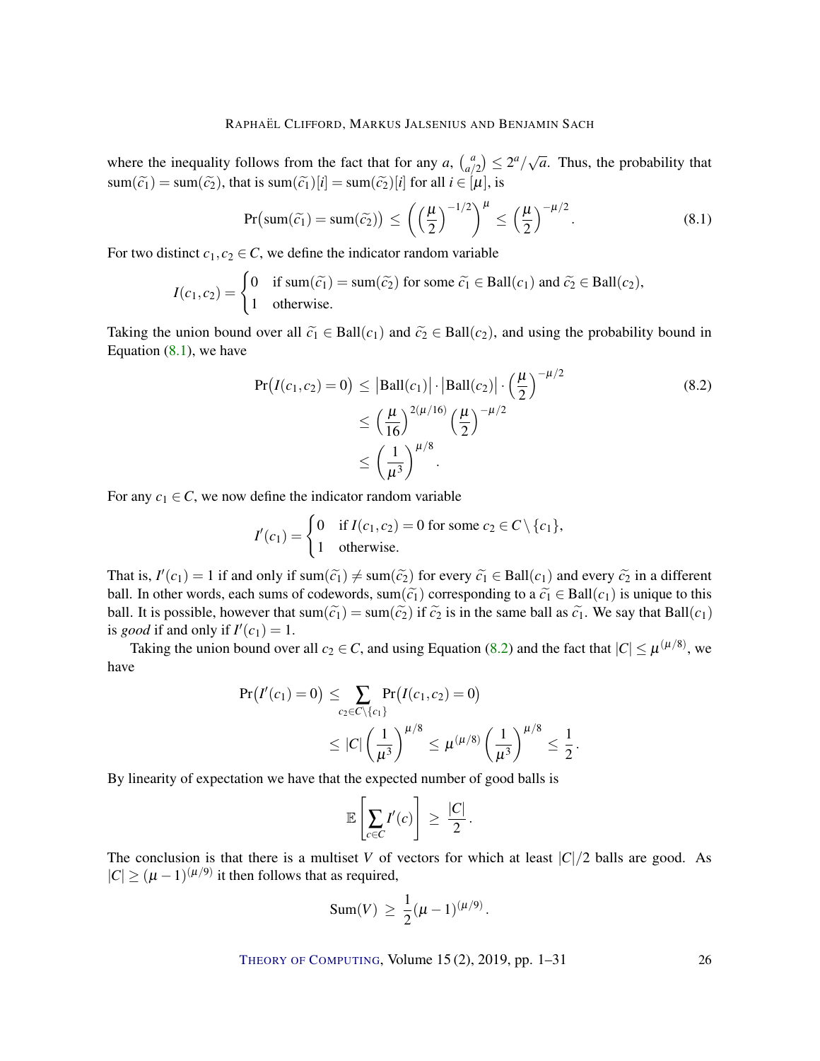where the inequality follows from the fact that for any $a$, $\binom{a}{a/2} \le 2^a/\sqrt{a}$. Thus, the probability that $\mathrm{sum}(\widetilde{c_1}) = \mathrm{sum}(\widetilde{c_2})$, that is $\mathrm{sum}(\widetilde{c_1})[i] = \mathrm{sum}(\widetilde{c_2})[i]$ for all $i \in [\mu]$, is

$$\Pr\big(\mathrm{sum}(\widetilde{c_1}) = \mathrm{sum}(\widetilde{c_2})\big) \le \left(\left(\frac{\mu}{2}\right)^{-1/2}\right)^{\mu} \le \left(\frac{\mu}{2}\right)^{-\mu/2}. \tag{8.1}$$

For two distinct $c_1, c_2 \in C$, we define the indicator random variable

$$I(c_1,c_2) = \begin{cases} 0 & \text{if } \mathrm{sum}(\widetilde{c_1}) = \mathrm{sum}(\widetilde{c_2}) \text{ for some } \widetilde{c_1} \in \mathrm{Ball}(c_1) \text{ and } \widetilde{c_2} \in \mathrm{Ball}(c_2), \\ 1 & \text{otherwise.} \end{cases}$$

Taking the union bound over all $\widetilde{c_1} \in \mathrm{Ball}(c_1)$ and $\widetilde{c_2} \in \mathrm{Ball}(c_2)$, and using the probability bound in Equation (8.1), we have

$$\begin{aligned} \Pr\big(I(c_1,c_2) = 0\big) &\le \big|\mathrm{Ball}(c_1)\big| \cdot \big|\mathrm{Ball}(c_2)\big| \cdot \left(\frac{\mu}{2}\right)^{-\mu/2} \\ &\le \left(\frac{\mu}{16}\right)^{2(\mu/16)} \left(\frac{\mu}{2}\right)^{-\mu/2} \\ &\le \left(\frac{1}{\mu^3}\right)^{\mu/8}. \end{aligned} \tag{8.2}$$

For any $c_1 \in C$, we now define the indicator random variable

$$I'(c_1) = \begin{cases} 0 & \text{if } I(c_1,c_2) = 0 \text{ for some } c_2 \in C \setminus \{c_1\}, \\ 1 & \text{otherwise.} \end{cases}$$

That is, $I'(c_1) = 1$ if and only if $\mathrm{sum}(\widetilde{c_1}) \ne \mathrm{sum}(\widetilde{c_2})$ for every $\widetilde{c_1} \in \mathrm{Ball}(c_1)$ and every $\widetilde{c_2}$ in a different ball. In other words, each sums of codewords, $\mathrm{sum}(\widetilde{c_1})$ corresponding to a $\widetilde{c_1} \in \mathrm{Ball}(c_1)$ is unique to this ball. It is possible, however that $\mathrm{sum}(\widetilde{c_1}) = \mathrm{sum}(\widetilde{c_2})$ if $\widetilde{c_2}$ is in the same ball as $\widetilde{c_1}$. We say that $\mathrm{Ball}(c_1)$ is *good* if and only if $I'(c_1) = 1$.

Taking the union bound over all $c_2 \in C$, and using Equation (8.2) and the fact that $|C| \le \mu^{(\mu/8)}$, we have

$$\begin{aligned} \Pr\big(I'(c_1) = 0\big) &\le \sum_{c_2 \in C\setminus\{c_1\}} \Pr\big(I(c_1,c_2) = 0\big) \\ &\le |C| \left(\frac{1}{\mu^3}\right)^{\mu/8} \le \mu^{(\mu/8)} \left(\frac{1}{\mu^3}\right)^{\mu/8} \le \frac{1}{2}. \end{aligned}$$

By linearity of expectation we have that the expected number of good balls is

$$\mathbb{E}\left[\sum_{c \in C} I'(c)\right] \ge \frac{|C|}{2}.$$

The conclusion is that there is a multiset $V$ of vectors for which at least $|C|/2$ balls are good. As $|C| \ge (\mu-1)^{(\mu/9)}$ it then follows that as required,

$$\mathrm{Sum}(V) \ge \frac{1}{2}(\mu-1)^{(\mu/9)}.$$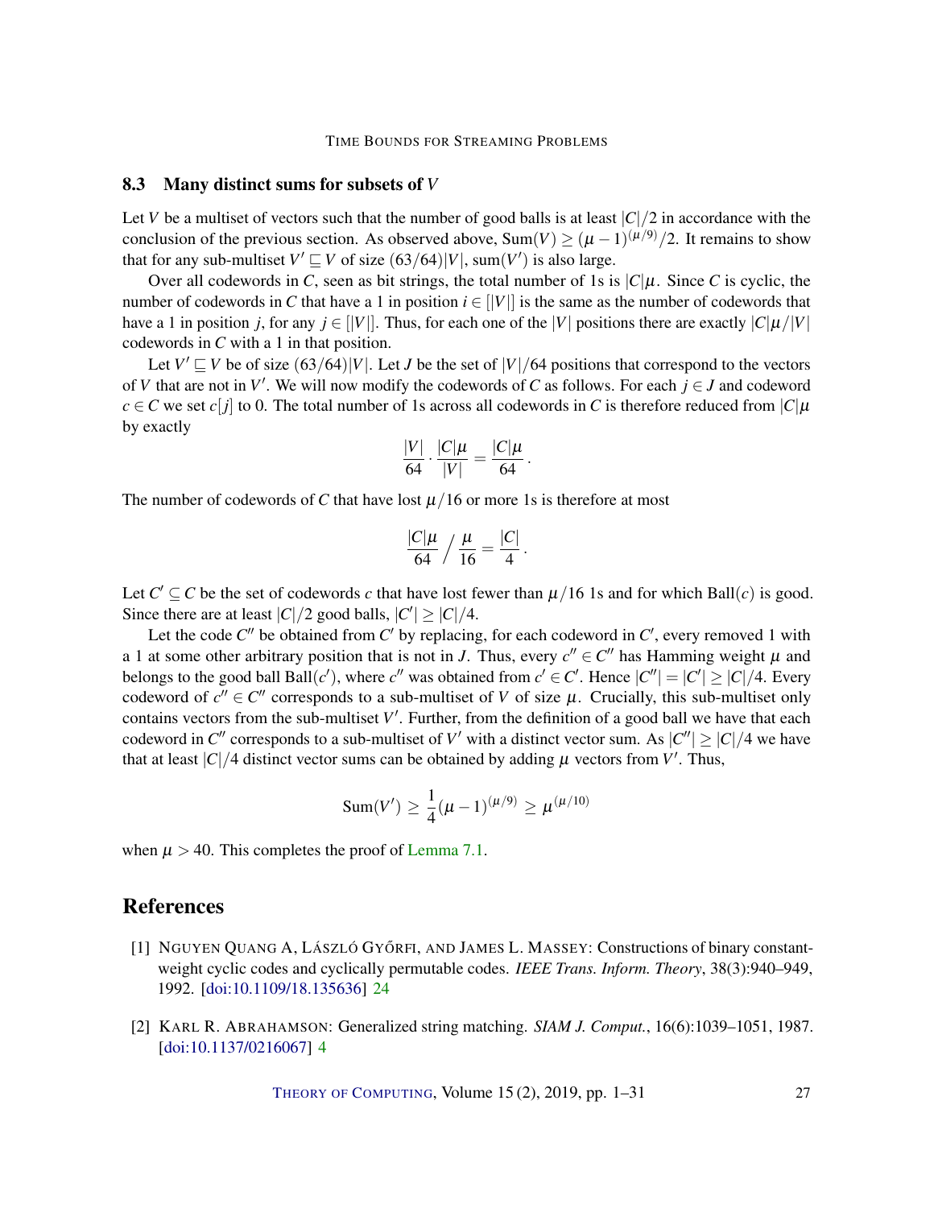### 8.3 Many distinct sums for subsets of $V$

Let $V$ be a multiset of vectors such that the number of good balls is at least $|C|/2$ in accordance with the conclusion of the previous section. As observed above, $\mathrm{Sum}(V) \geq (\mu-1)^{(\mu/9)}/2$. It remains to show that for any sub-multiset $V' \sqsubseteq V$ of size $(63/64)|V|$, $\mathrm{sum}(V')$ is also large.

Over all codewords in $C$, seen as bit strings, the total number of 1s is $|C|\mu$. Since $C$ is cyclic, the number of codewords in $C$ that have a 1 in position $i \in [|V|]$ is the same as the number of codewords that have a 1 in position $j$, for any $j \in [|V|]$. Thus, for each one of the $|V|$ positions there are exactly $|C|\mu/|V|$ codewords in $C$ with a 1 in that position.

Let $V' \sqsubseteq V$ be of size $(63/64)|V|$. Let $J$ be the set of $|V|/64$ positions that correspond to the vectors of $V$ that are not in $V'$. We will now modify the codewords of $C$ as follows. For each $j \in J$ and codeword $c \in C$ we set $c[j]$ to 0. The total number of 1s across all codewords in $C$ is therefore reduced from $|C|\mu$ by exactly

$$\frac{|V|}{64} \cdot \frac{|C|\mu}{|V|} = \frac{|C|\mu}{64}.$$

The number of codewords of $C$ that have lost $\mu/16$ or more 1s is therefore at most

$$\frac{|C|\mu}{64} \Big/ \frac{\mu}{16} = \frac{|C|}{4}.$$

Let $C' \subseteq C$ be the set of codewords $c$ that have lost fewer than $\mu/16$ 1s and for which $\mathrm{Ball}(c)$ is good. Since there are at least $|C|/2$ good balls, $|C'| \geq |C|/4$.

Let the code $C''$ be obtained from $C'$ by replacing, for each codeword in $C'$, every removed 1 with a 1 at some other arbitrary position that is not in $J$. Thus, every $c'' \in C''$ has Hamming weight $\mu$ and belongs to the good ball $\mathrm{Ball}(c')$, where $c''$ was obtained from $c' \in C'$. Hence $|C''| = |C'| \geq |C|/4$. Every codeword of $c'' \in C''$ corresponds to a sub-multiset of $V$ of size $\mu$. Crucially, this sub-multiset only contains vectors from the sub-multiset $V'$. Further, from the definition of a good ball we have that each codeword in $C''$ corresponds to a sub-multiset of $V'$ with a distinct vector sum. As $|C''| \geq |C|/4$ we have that at least $|C|/4$ distinct vector sums can be obtained by adding $\mu$ vectors from $V'$. Thus,

$$\mathrm{Sum}(V') \geq \frac{1}{4}(\mu-1)^{(\mu/9)} \geq \mu^{(\mu/10)}$$

when $\mu > 40$. This completes the proof of Lemma 7.1.

## References

[1] NGUYEN QUANG A, LÁSZLÓ GYŐRFI, AND JAMES L. MASSEY: Constructions of binary constant-weight cyclic codes and cyclically permutable codes. *IEEE Trans. Inform. Theory*, 38(3):940–949, 1992. [doi:10.1109/18.135636] 24

[2] KARL R. ABRAHAMSON: Generalized string matching. *SIAM J. Comput.*, 16(6):1039–1051, 1987. [doi:10.1137/0216067] 4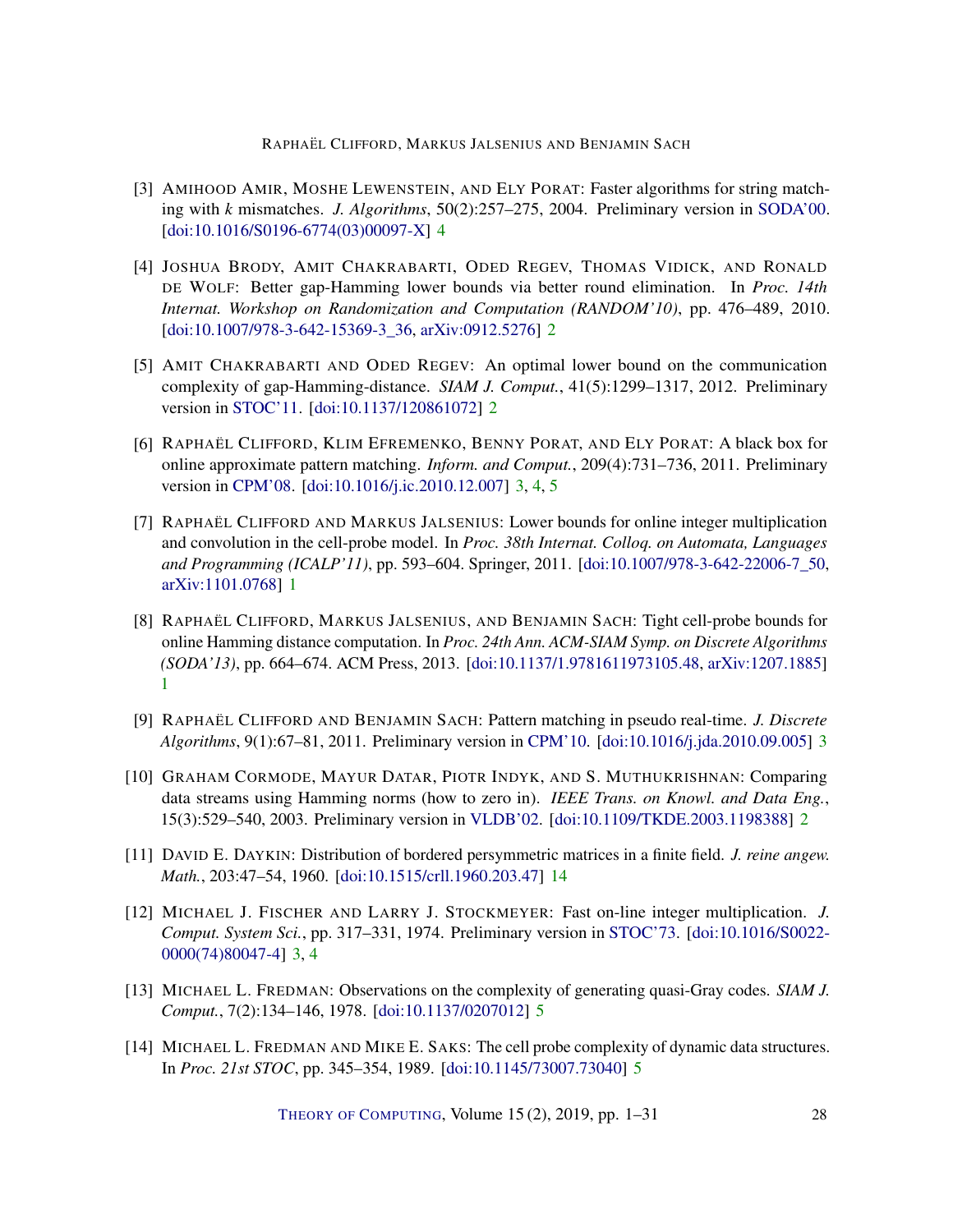[3] Amihood Amir, Moshe Lewenstein, and Ely Porat: Faster algorithms for string matching with $k$ mismatches. *J. Algorithms*, 50(2):257–275, 2004. Preliminary version in SODA'00. [doi:10.1016/S0196-6774(03)00097-X] 4

[4] Joshua Brody, Amit Chakrabarti, Oded Regev, Thomas Vidick, and Ronald de Wolf: Better gap-Hamming lower bounds via better round elimination. In *Proc. 14th Internat. Workshop on Randomization and Computation (RANDOM'10)*, pp. 476–489, 2010. [doi:10.1007/978-3-642-15369-3_36, arXiv:0912.5276] 2

[5] Amit Chakrabarti and Oded Regev: An optimal lower bound on the communication complexity of gap-Hamming-distance. *SIAM J. Comput.*, 41(5):1299–1317, 2012. Preliminary version in STOC'11. [doi:10.1137/120861072] 2

[6] Raphaël Clifford, Klim Efremenko, Benny Porat, and Ely Porat: A black box for online approximate pattern matching. *Inform. and Comput.*, 209(4):731–736, 2011. Preliminary version in CPM'08. [doi:10.1016/j.ic.2010.12.007] 3, 4, 5

[7] Raphaël Clifford and Markus Jalsenius: Lower bounds for online integer multiplication and convolution in the cell-probe model. In *Proc. 38th Internat. Colloq. on Automata, Languages and Programming (ICALP'11)*, pp. 593–604. Springer, 2011. [doi:10.1007/978-3-642-22006-7_50, arXiv:1101.0768] 1

[8] Raphaël Clifford, Markus Jalsenius, and Benjamin Sach: Tight cell-probe bounds for online Hamming distance computation. In *Proc. 24th Ann. ACM-SIAM Symp. on Discrete Algorithms (SODA'13)*, pp. 664–674. ACM Press, 2013. [doi:10.1137/1.9781611973105.48, arXiv:1207.1885] 1

[9] Raphaël Clifford and Benjamin Sach: Pattern matching in pseudo real-time. *J. Discrete Algorithms*, 9(1):67–81, 2011. Preliminary version in CPM'10. [doi:10.1016/j.jda.2010.09.005] 3

[10] Graham Cormode, Mayur Datar, Piotr Indyk, and S. Muthukrishnan: Comparing data streams using Hamming norms (how to zero in). *IEEE Trans. on Knowl. and Data Eng.*, 15(3):529–540, 2003. Preliminary version in VLDB'02. [doi:10.1109/TKDE.2003.1198388] 2

[11] David E. Daykin: Distribution of bordered persymmetric matrices in a finite field. *J. reine angew. Math.*, 203:47–54, 1960. [doi:10.1515/crll.1960.203.47] 14

[12] Michael J. Fischer and Larry J. Stockmeyer: Fast on-line integer multiplication. *J. Comput. System Sci.*, pp. 317–331, 1974. Preliminary version in STOC'73. [doi:10.1016/S0022-0000(74)80047-4] 3, 4

[13] Michael L. Fredman: Observations on the complexity of generating quasi-Gray codes. *SIAM J. Comput.*, 7(2):134–146, 1978. [doi:10.1137/0207012] 5

[14] Michael L. Fredman and Mike E. Saks: The cell probe complexity of dynamic data structures. In *Proc. 21st STOC*, pp. 345–354, 1989. [doi:10.1145/73007.73040] 5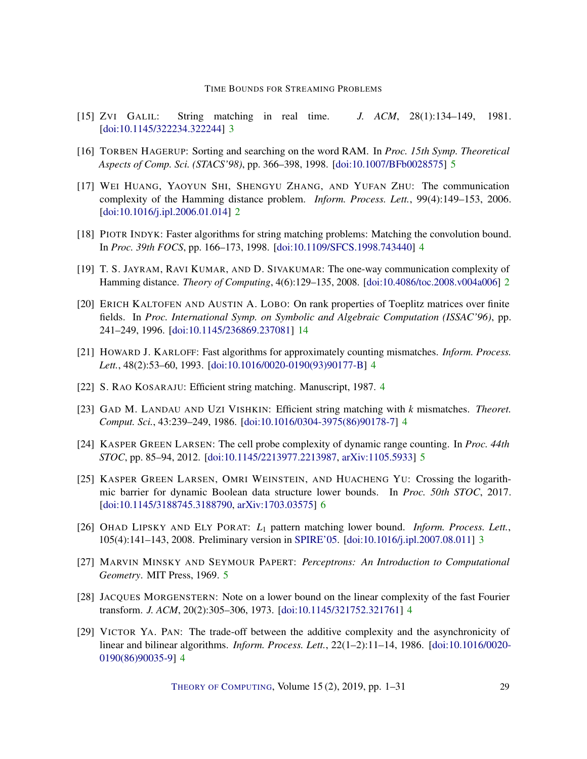[15] ZVI GALIL: String matching in real time. *J. ACM*, 28(1):134–149, 1981. [doi:10.1145/322234.322244] 3

[16] TORBEN HAGERUP: Sorting and searching on the word RAM. In *Proc. 15th Symp. Theoretical Aspects of Comp. Sci. (STACS'98)*, pp. 366–398, 1998. [doi:10.1007/BFb0028575] 5

[17] WEI HUANG, YAOYUN SHI, SHENGYU ZHANG, AND YUFAN ZHU: The communication complexity of the Hamming distance problem. *Inform. Process. Lett.*, 99(4):149–153, 2006. [doi:10.1016/j.ipl.2006.01.014] 2

[18] PIOTR INDYK: Faster algorithms for string matching problems: Matching the convolution bound. In *Proc. 39th FOCS*, pp. 166–173, 1998. [doi:10.1109/SFCS.1998.743440] 4

[19] T. S. JAYRAM, RAVI KUMAR, AND D. SIVAKUMAR: The one-way communication complexity of Hamming distance. *Theory of Computing*, 4(6):129–135, 2008. [doi:10.4086/toc.2008.v004a006] 2

[20] ERICH KALTOFEN AND AUSTIN A. LOBO: On rank properties of Toeplitz matrices over finite fields. In *Proc. International Symp. on Symbolic and Algebraic Computation (ISSAC'96)*, pp. 241–249, 1996. [doi:10.1145/236869.237081] 14

[21] HOWARD J. KARLOFF: Fast algorithms for approximately counting mismatches. *Inform. Process. Lett.*, 48(2):53–60, 1993. [doi:10.1016/0020-0190(93)90177-B] 4

[22] S. RAO KOSARAJU: Efficient string matching. Manuscript, 1987. 4

[23] GAD M. LANDAU AND UZI VISHKIN: Efficient string matching with $k$ mismatches. *Theoret. Comput. Sci.*, 43:239–249, 1986. [doi:10.1016/0304-3975(86)90178-7] 4

[24] KASPER GREEN LARSEN: The cell probe complexity of dynamic range counting. In *Proc. 44th STOC*, pp. 85–94, 2012. [doi:10.1145/2213977.2213987, arXiv:1105.5933] 5

[25] KASPER GREEN LARSEN, OMRI WEINSTEIN, AND HUACHENG YU: Crossing the logarithmic barrier for dynamic Boolean data structure lower bounds. In *Proc. 50th STOC*, 2017. [doi:10.1145/3188745.3188790, arXiv:1703.03575] 6

[26] OHAD LIPSKY AND ELY PORAT: $L_1$ pattern matching lower bound. *Inform. Process. Lett.*, 105(4):141–143, 2008. Preliminary version in SPIRE'05. [doi:10.1016/j.ipl.2007.08.011] 3

[27] MARVIN MINSKY AND SEYMOUR PAPERT: *Perceptrons: An Introduction to Computational Geometry*. MIT Press, 1969. 5

[28] JACQUES MORGENSTERN: Note on a lower bound on the linear complexity of the fast Fourier transform. *J. ACM*, 20(2):305–306, 1973. [doi:10.1145/321752.321761] 4

[29] VICTOR YA. PAN: The trade-off between the additive complexity and the asynchronicity of linear and bilinear algorithms. *Inform. Process. Lett.*, 22(1–2):11–14, 1986. [doi:10.1016/0020-0190(86)90035-9] 4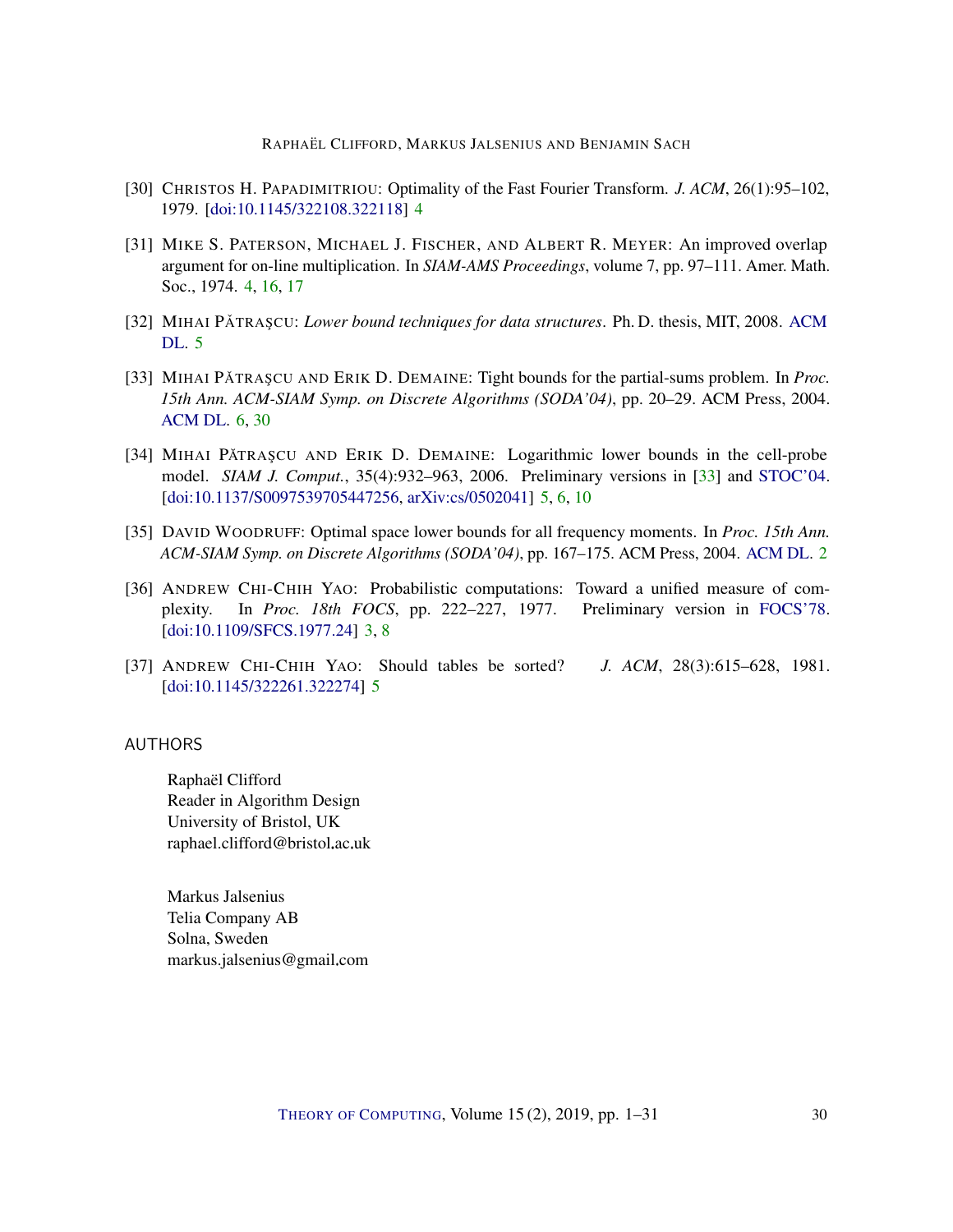[30] Christos H. Papadimitriou: Optimality of the Fast Fourier Transform. *J. ACM*, 26(1):95–102, 1979. [doi:10.1145/322108.322118] 4

[31] Mike S. Paterson, Michael J. Fischer, and Albert R. Meyer: An improved overlap argument for on-line multiplication. In *SIAM-AMS Proceedings*, volume 7, pp. 97–111. Amer. Math. Soc., 1974. 4, 16, 17

[32] Mihai Pǎtraşcu: *Lower bound techniques for data structures*. Ph. D. thesis, MIT, 2008. ACM DL. 5

[33] Mihai Pǎtraşcu and Erik D. Demaine: Tight bounds for the partial-sums problem. In *Proc. 15th Ann. ACM-SIAM Symp. on Discrete Algorithms (SODA'04)*, pp. 20–29. ACM Press, 2004. ACM DL. 6, 30

[34] Mihai Pǎtraşcu and Erik D. Demaine: Logarithmic lower bounds in the cell-probe model. *SIAM J. Comput.*, 35(4):932–963, 2006. Preliminary versions in [33] and STOC'04. [doi:10.1137/S0097539705447256, arXiv:cs/0502041] 5, 6, 10

[35] David Woodruff: Optimal space lower bounds for all frequency moments. In *Proc. 15th Ann. ACM-SIAM Symp. on Discrete Algorithms (SODA'04)*, pp. 167–175. ACM Press, 2004. ACM DL. 2

[36] Andrew Chi-Chih Yao: Probabilistic computations: Toward a unified measure of complexity. In *Proc. 18th FOCS*, pp. 222–227, 1977. Preliminary version in FOCS'78. [doi:10.1109/SFCS.1977.24] 3, 8

[37] Andrew Chi-Chih Yao: Should tables be sorted? *J. ACM*, 28(3):615–628, 1981. [doi:10.1145/322261.322274] 5

## AUTHORS

Raphaël Clifford
Reader in Algorithm Design
University of Bristol, UK
raphael.clifford@bristol.ac.uk

Markus Jalsenius
Telia Company AB
Solna, Sweden
markus.jalsenius@gmail.com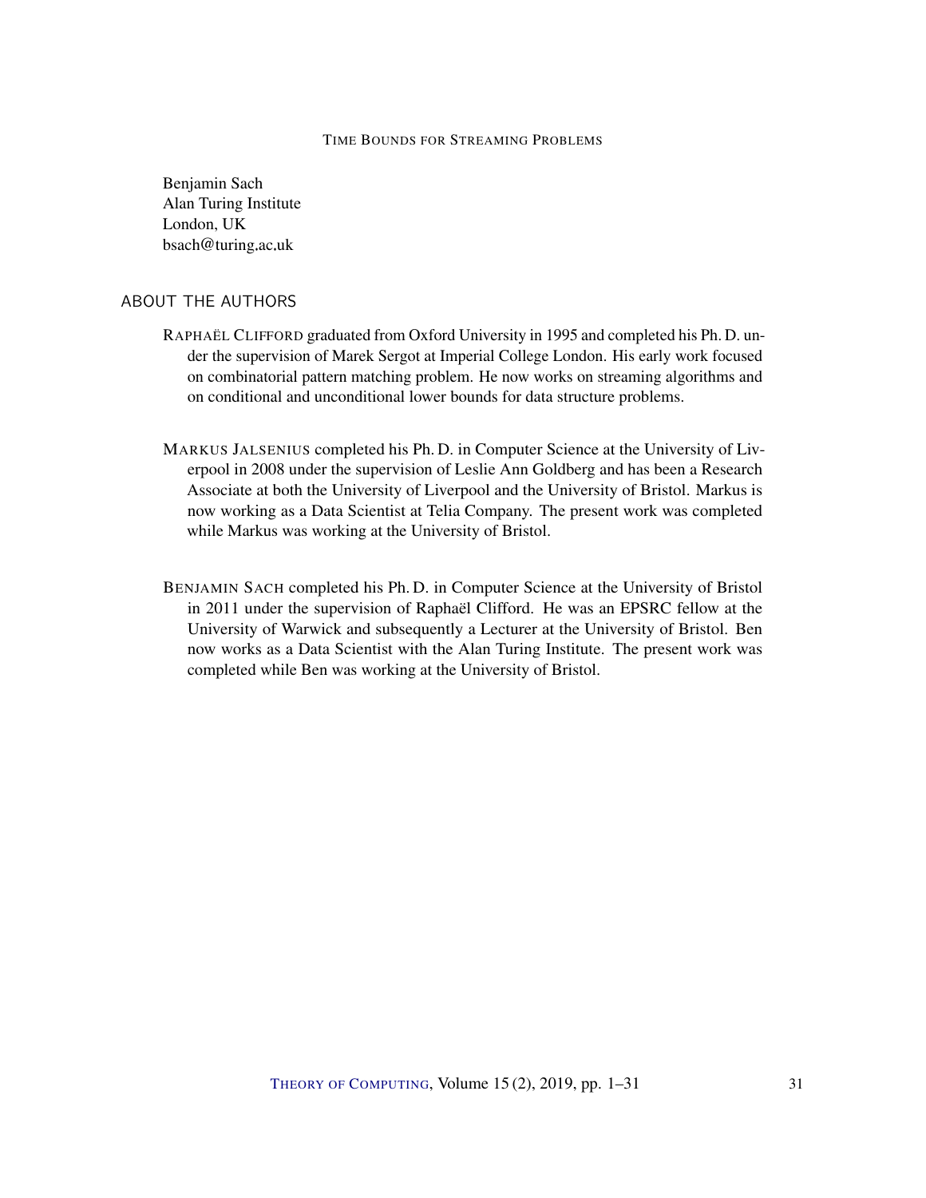Benjamin Sach
Alan Turing Institute
London, UK
bsach@turing.ac.uk

## ABOUT THE AUTHORS

RAPHAËL CLIFFORD graduated from Oxford University in 1995 and completed his Ph. D. under the supervision of Marek Sergot at Imperial College London. His early work focused on combinatorial pattern matching problem. He now works on streaming algorithms and on conditional and unconditional lower bounds for data structure problems.

MARKUS JALSENIUS completed his Ph. D. in Computer Science at the University of Liverpool in 2008 under the supervision of Leslie Ann Goldberg and has been a Research Associate at both the University of Liverpool and the University of Bristol. Markus is now working as a Data Scientist at Telia Company. The present work was completed while Markus was working at the University of Bristol.

BENJAMIN SACH completed his Ph. D. in Computer Science at the University of Bristol in 2011 under the supervision of Raphaël Clifford. He was an EPSRC fellow at the University of Warwick and subsequently a Lecturer at the University of Bristol. Ben now works as a Data Scientist with the Alan Turing Institute. The present work was completed while Ben was working at the University of Bristol.